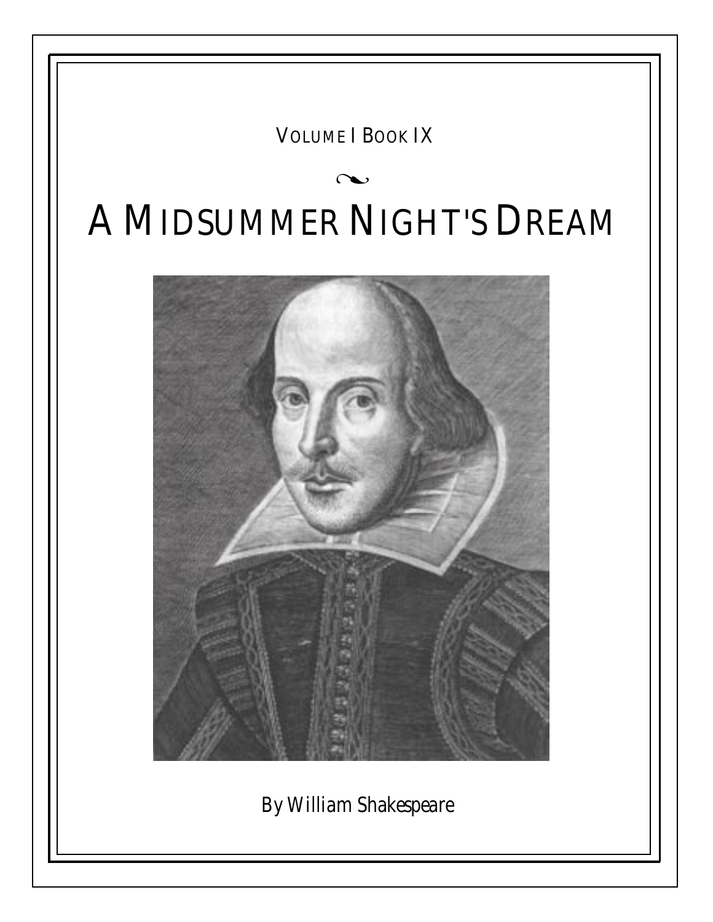VOLUME I BOOK IX

# A MIDSUMMER NIGHT'S DREAM

By William Shakespeare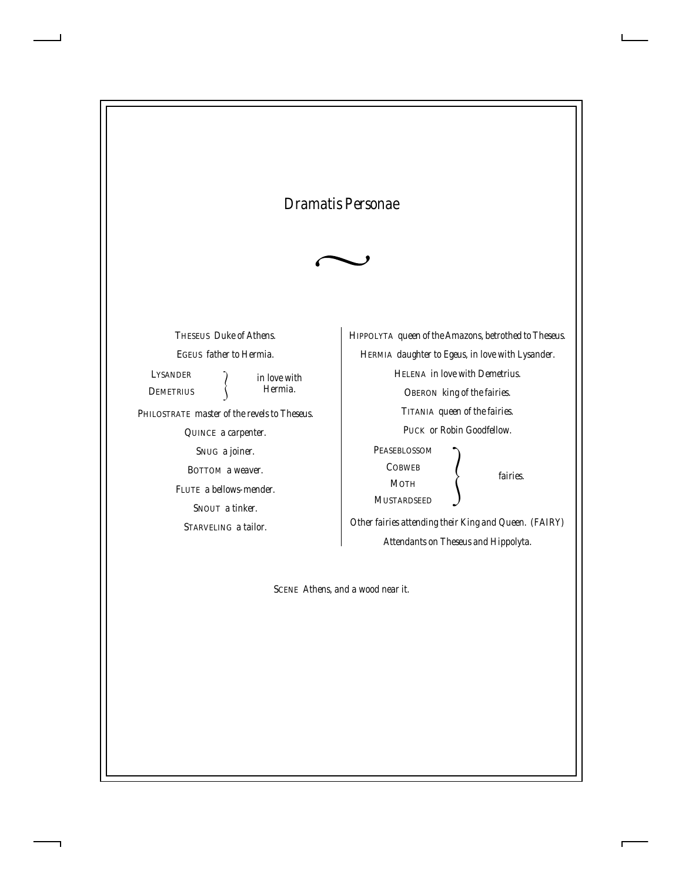# Dramatis Personae

~

THESEUS *Duke of Athens.*

EGEUS *father to Hermia.*

LYSANDER, DEMETRIUS } *in love with Hermia.*

PHILOSTRATE *master of the revels to Theseus.*

QUINCE *a carpenter.*

SNUG *a joiner.*

BOTTOM *a weaver.*

FLUTE *a bellows-mender.*

SNOUT *a tinker.*

STARVELING *a tailor.*

HIPPOLYTA *queen of the Amazons, betrothed to Theseus.*

HERMIA *daughter to Egeus, in love with Lysander.*

HELENA *in love with Demetrius.*

OBERON *king of the fairies.*

TITANIA *queen of the fairies.*

PUCK *or Robin Goodfellow.*

PEASEBLOSSOM, COBWEB, MOTH, MUSTARDSEED } *fairies.*

*Other fairies attending their King and Queen.* (FAIRY)

*Attendants on Theseus and Hippolyta.*

SCENE *Athens, and a wood near it.*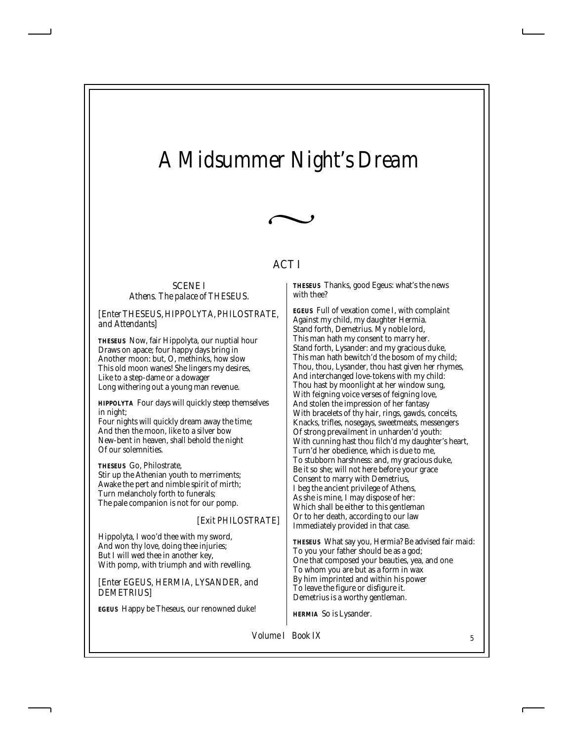# A Midsummer Night's Dream

## ACT I

### SCENE I
*Athens. The palace of THESEUS.*

*[Enter THESEUS, HIPPOLYTA, PHILOSTRATE, and Attendants]*

**THESEUS** Now, fair Hippolyta, our nuptial hour
Draws on apace; four happy days bring in
Another moon: but, O, methinks, how slow
This old moon wanes! She lingers my desires,
Like to a step-dame or a dowager
Long withering out a young man revenue.

**HIPPOLYTA** Four days will quickly steep themselves in night;
Four nights will quickly dream away the time;
And then the moon, like to a silver bow
New-bent in heaven, shall behold the night
Of our solemnities.

**THESEUS** Go, Philostrate,
Stir up the Athenian youth to merriments;
Awake the pert and nimble spirit of mirth;
Turn melancholy forth to funerals;
The pale companion is not for our pomp.

*[Exit PHILOSTRATE]*

Hippolyta, I woo'd thee with my sword,
And won thy love, doing thee injuries;
But I will wed thee in another key,
With pomp, with triumph and with revelling.

*[Enter EGEUS, HERMIA, LYSANDER, and DEMETRIUS]*

**EGEUS** Happy be Theseus, our renowned duke!

**THESEUS** Thanks, good Egeus: what's the news with thee?

**EGEUS** Full of vexation come I, with complaint
Against my child, my daughter Hermia.
Stand forth, Demetrius. My noble lord,
This man hath my consent to marry her.
Stand forth, Lysander: and my gracious duke,
This man hath bewitch'd the bosom of my child;
Thou, thou, Lysander, thou hast given her rhymes,
And interchanged love-tokens with my child:
Thou hast by moonlight at her window sung,
With feigning voice verses of feigning love,
And stolen the impression of her fantasy
With bracelets of thy hair, rings, gawds, conceits,
Knacks, trifles, nosegays, sweetmeats, messengers
Of strong prevailment in unharden'd youth:
With cunning hast thou filch'd my daughter's heart,
Turn'd her obedience, which is due to me,
To stubborn harshness: and, my gracious duke,
Be it so she; will not here before your grace
Consent to marry with Demetrius,
I beg the ancient privilege of Athens,
As she is mine, I may dispose of her:
Which shall be either to this gentleman
Or to her death, according to our law
Immediately provided in that case.

**THESEUS** What say you, Hermia? Be advised fair maid:
To you your father should be as a god;
One that composed your beauties, yea, and one
To whom you are but as a form in wax
By him imprinted and within his power
To leave the figure or disfigure it.
Demetrius is a worthy gentleman.

**HERMIA** So is Lysander.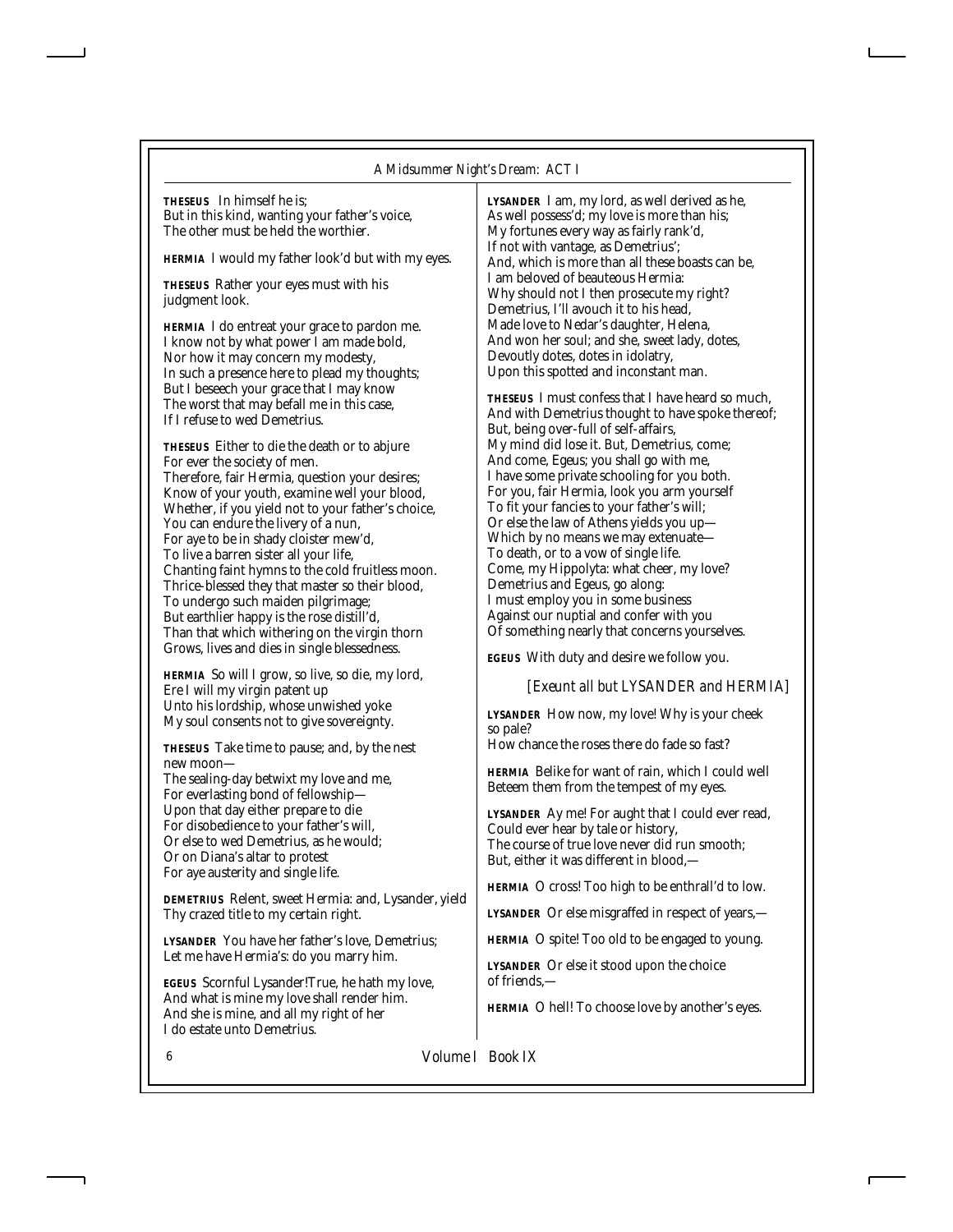**THESEUS** In himself he is;
But in this kind, wanting your father's voice,
The other must be held the worthier.

**HERMIA** I would my father look'd but with my eyes.

**THESEUS** Rather your eyes must with his judgment look.

**HERMIA** I do entreat your grace to pardon me.
I know not by what power I am made bold,
Nor how it may concern my modesty,
In such a presence here to plead my thoughts;
But I beseech your grace that I may know
The worst that may befall me in this case,
If I refuse to wed Demetrius.

**THESEUS** Either to die the death or to abjure
For ever the society of men.
Therefore, fair Hermia, question your desires;
Know of your youth, examine well your blood,
Whether, if you yield not to your father's choice,
You can endure the livery of a nun,
For aye to be in shady cloister mew'd,
To live a barren sister all your life,
Chanting faint hymns to the cold fruitless moon.
Thrice-blessed they that master so their blood,
To undergo such maiden pilgrimage;
But earthlier happy is the rose distill'd,
Than that which withering on the virgin thorn
Grows, lives and dies in single blessedness.

**HERMIA** So will I grow, so live, so die, my lord,
Ere I will my virgin patent up
Unto his lordship, whose unwished yoke
My soul consents not to give sovereignty.

**THESEUS** Take time to pause; and, by the nest new moon—
The sealing-day betwixt my love and me,
For everlasting bond of fellowship—
Upon that day either prepare to die
For disobedience to your father's will,
Or else to wed Demetrius, as he would;
Or on Diana's altar to protest
For aye austerity and single life.

**DEMETRIUS** Relent, sweet Hermia: and, Lysander, yield
Thy crazed title to my certain right.

**LYSANDER** You have her father's love, Demetrius;
Let me have Hermia's: do you marry him.

**EGEUS** Scornful Lysander!True, he hath my love,
And what is mine my love shall render him.
And she is mine, and all my right of her
I do estate unto Demetrius.

**LYSANDER** I am, my lord, as well derived as he,
As well possess'd; my love is more than his;
My fortunes every way as fairly rank'd,
If not with vantage, as Demetrius';
And, which is more than all these boasts can be,
I am beloved of beauteous Hermia:
Why should not I then prosecute my right?
Demetrius, I'll avouch it to his head,
Made love to Nedar's daughter, Helena,
And won her soul; and she, sweet lady, dotes,
Devoutly dotes, dotes in idolatry,
Upon this spotted and inconstant man.

**THESEUS** I must confess that I have heard so much,
And with Demetrius thought to have spoke thereof;
But, being over-full of self-affairs,
My mind did lose it. But, Demetrius, come;
And come, Egeus; you shall go with me,
I have some private schooling for you both.
For you, fair Hermia, look you arm yourself
To fit your fancies to your father's will;
Or else the law of Athens yields you up—
Which by no means we may extenuate—
To death, or to a vow of single life.
Come, my Hippolyta: what cheer, my love?
Demetrius and Egeus, go along:
I must employ you in some business
Against our nuptial and confer with you
Of something nearly that concerns yourselves.

**EGEUS** With duty and desire we follow you.

*[Exeunt all but LYSANDER and HERMIA]*

**LYSANDER** How now, my love! Why is your cheek so pale?
How chance the roses there do fade so fast?

**HERMIA** Belike for want of rain, which I could well
Beteem them from the tempest of my eyes.

**LYSANDER** Ay me! For aught that I could ever read,
Could ever hear by tale or history,
The course of true love never did run smooth;
But, either it was different in blood,—

**HERMIA** O cross! Too high to be enthrall'd to low.

**LYSANDER** Or else misgraffed in respect of years,—

**HERMIA** O spite! Too old to be engaged to young.

**LYSANDER** Or else it stood upon the choice of friends,—

**HERMIA** O hell! To choose love by another's eyes.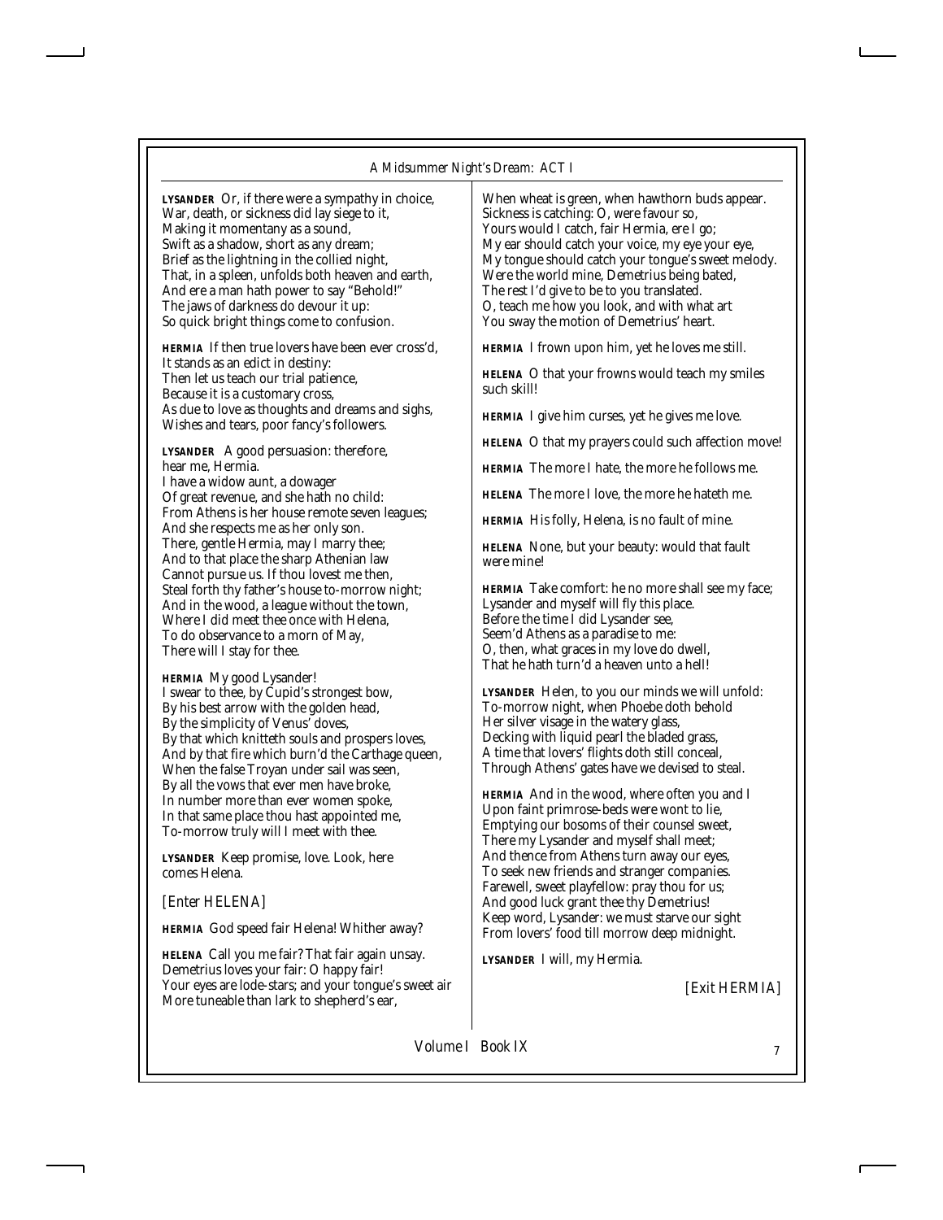**LYSANDER** Or, if there were a sympathy in choice,
War, death, or sickness did lay siege to it,
Making it momentany as a sound,
Swift as a shadow, short as any dream;
Brief as the lightning in the collied night,
That, in a spleen, unfolds both heaven and earth,
And ere a man hath power to say "Behold!"
The jaws of darkness do devour it up:
So quick bright things come to confusion.

**HERMIA** If then true lovers have been ever cross'd,
It stands as an edict in destiny:
Then let us teach our trial patience,
Because it is a customary cross,
As due to love as thoughts and dreams and sighs,
Wishes and tears, poor fancy's followers.

**LYSANDER** A good persuasion: therefore, hear me, Hermia.
I have a widow aunt, a dowager
Of great revenue, and she hath no child:
From Athens is her house remote seven leagues;
And she respects me as her only son.
There, gentle Hermia, may I marry thee;
And to that place the sharp Athenian law
Cannot pursue us. If thou lovest me then,
Steal forth thy father's house to-morrow night;
And in the wood, a league without the town,
Where I did meet thee once with Helena,
To do observance to a morn of May,
There will I stay for thee.

**HERMIA** My good Lysander!
I swear to thee, by Cupid's strongest bow,
By his best arrow with the golden head,
By the simplicity of Venus' doves,
By that which knitteth souls and prospers loves,
And by that fire which burn'd the Carthage queen,
When the false Troyan under sail was seen,
By all the vows that ever men have broke,
In number more than ever women spoke,
In that same place thou hast appointed me,
To-morrow truly will I meet with thee.

**LYSANDER** Keep promise, love. Look, here comes Helena.

*[Enter HELENA]*

**HERMIA** God speed fair Helena! Whither away?

**HELENA** Call you me fair? That fair again unsay.
Demetrius loves your fair: O happy fair!
Your eyes are lode-stars; and your tongue's sweet air
More tuneable than lark to shepherd's ear,
When wheat is green, when hawthorn buds appear.
Sickness is catching: O, were favour so,
Yours would I catch, fair Hermia, ere I go;
My ear should catch your voice, my eye your eye,
My tongue should catch your tongue's sweet melody.
Were the world mine, Demetrius being bated,
The rest I'd give to be to you translated.
O, teach me how you look, and with what art
You sway the motion of Demetrius' heart.

**HERMIA** I frown upon him, yet he loves me still.

**HELENA** O that your frowns would teach my smiles such skill!

**HERMIA** I give him curses, yet he gives me love.

**HELENA** O that my prayers could such affection move!

**HERMIA** The more I hate, the more he follows me.

**HELENA** The more I love, the more he hateth me.

**HERMIA** His folly, Helena, is no fault of mine.

**HELENA** None, but your beauty: would that fault were mine!

**HERMIA** Take comfort: he no more shall see my face;
Lysander and myself will fly this place.
Before the time I did Lysander see,
Seem'd Athens as a paradise to me:
O, then, what graces in my love do dwell,
That he hath turn'd a heaven unto a hell!

**LYSANDER** Helen, to you our minds we will unfold:
To-morrow night, when Phoebe doth behold
Her silver visage in the watery glass,
Decking with liquid pearl the bladed grass,
A time that lovers' flights doth still conceal,
Through Athens' gates have we devised to steal.

**HERMIA** And in the wood, where often you and I
Upon faint primrose-beds were wont to lie,
Emptying our bosoms of their counsel sweet,
There my Lysander and myself shall meet;
And thence from Athens turn away our eyes,
To seek new friends and stranger companies.
Farewell, sweet playfellow: pray thou for us;
And good luck grant thee thy Demetrius!
Keep word, Lysander: we must starve our sight
From lovers' food till morrow deep midnight.

**LYSANDER** I will, my Hermia.

*[Exit HERMIA]*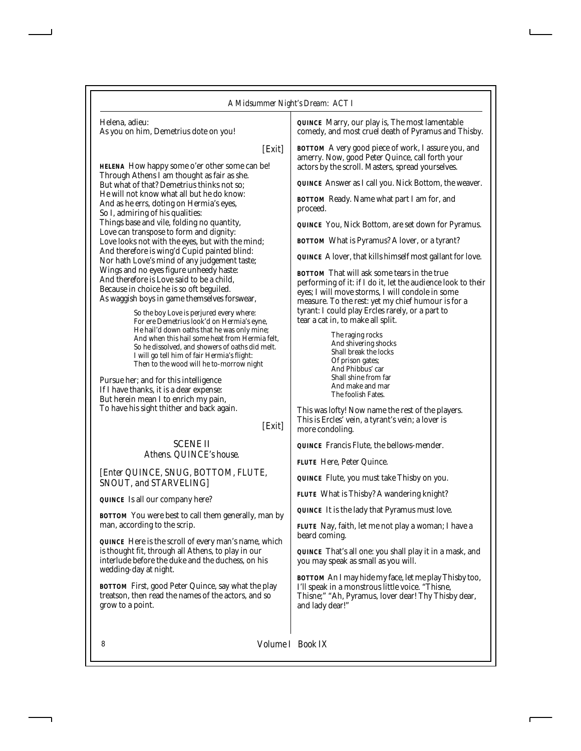Helena, adieu:
As you on him, Demetrius dote on you!

[Exit]

**HELENA** How happy some o'er other some can be!
Through Athens I am thought as fair as she.
But what of that? Demetrius thinks not so;
He will not know what all but he do know:
And as he errs, doting on Hermia's eyes,
So I, admiring of his qualities:
Things base and vile, folding no quantity,
Love can transpose to form and dignity:
Love looks not with the eyes, but with the mind;
And therefore is wing'd Cupid painted blind:
Nor hath Love's mind of any judgement taste;
Wings and no eyes figure unheedy haste:
And therefore is Love said to be a child,
Because in choice he is so oft beguiled.
As waggish boys in game themselves forswear,

> So the boy Love is perjured every where:
> For ere Demetrius look'd on Hermia's eyne,
> He hail'd down oaths that he was only mine;
> And when this hail some heat from Hermia felt,
> So he dissolved, and showers of oaths did melt.
> I will go tell him of fair Hermia's flight:
> Then to the wood will he to-morrow night

Pursue her; and for this intelligence
If I have thanks, it is a dear expense:
But herein mean I to enrich my pain,
To have his sight thither and back again.

[Exit]

## SCENE II

*Athens. QUINCE's house.*

*[Enter QUINCE, SNUG, BOTTOM, FLUTE, SNOUT, and STARVELING]*

**QUINCE** Is all our company here?

**BOTTOM** You were best to call them generally, man by man, according to the scrip.

**QUINCE** Here is the scroll of every man's name, which is thought fit, through all Athens, to play in our interlude before the duke and the duchess, on his wedding-day at night.

**BOTTOM** First, good Peter Quince, say what the play treatson, then read the names of the actors, and so grow to a point.

**QUINCE** Marry, our play is, The most lamentable comedy, and most cruel death of Pyramus and Thisby.

**BOTTOM** A very good piece of work, I assure you, and amerry. Now, good Peter Quince, call forth your actors by the scroll. Masters, spread yourselves.

**QUINCE** Answer as I call you. Nick Bottom, the weaver.

**BOTTOM** Ready. Name what part I am for, and proceed.

**QUINCE** You, Nick Bottom, are set down for Pyramus.

**BOTTOM** What is Pyramus? A lover, or a tyrant?

**QUINCE** A lover, that kills himself most gallant for love.

**BOTTOM** That will ask some tears in the true performing of it: if I do it, let the audience look to their eyes; I will move storms, I will condole in some measure. To the rest: yet my chief humour is for a tyrant: I could play Ercles rarely, or a part to tear a cat in, to make all split.

> The raging rocks
> And shivering shocks
> Shall break the locks
> Of prison gates;
> And Phibbus' car
> Shall shine from far
> And make and mar
> The foolish Fates.

This was lofty! Now name the rest of the players. This is Ercles' vein, a tyrant's vein; a lover is more condoling.

**QUINCE** Francis Flute, the bellows-mender.

**FLUTE** Here, Peter Quince.

**QUINCE** Flute, you must take Thisby on you.

**FLUTE** What is Thisby? A wandering knight?

**QUINCE** It is the lady that Pyramus must love.

**FLUTE** Nay, faith, let me not play a woman; I have a beard coming.

**QUINCE** That's all one: you shall play it in a mask, and you may speak as small as you will.

**BOTTOM** An I may hide my face, let me play Thisby too, I'll speak in a monstrous little voice. "Thisne, Thisne;" "Ah, Pyramus, lover dear! Thy Thisby dear, and lady dear!"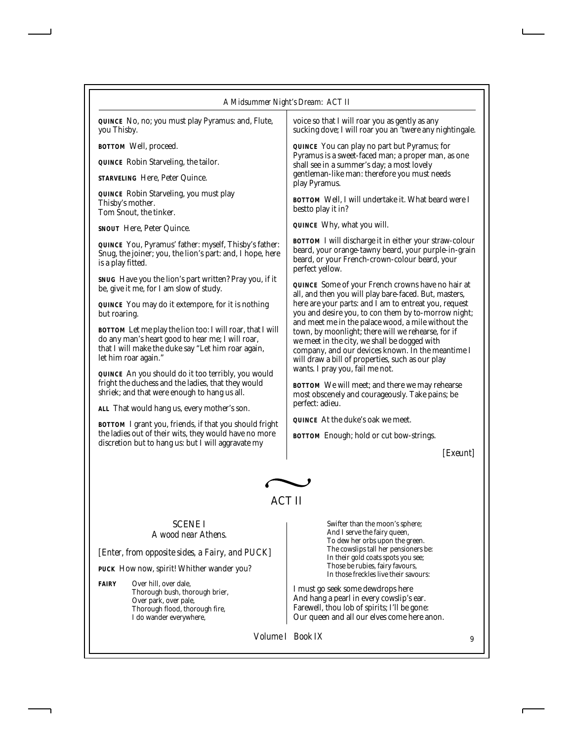**QUINCE** No, no; you must play Pyramus: and, Flute, you Thisby.

**BOTTOM** Well, proceed.

**QUINCE** Robin Starveling, the tailor.

**STARVELING** Here, Peter Quince.

**QUINCE** Robin Starveling, you must play Thisby's mother.
Tom Snout, the tinker.

**SNOUT** Here, Peter Quince.

**QUINCE** You, Pyramus' father: myself, Thisby's father: Snug, the joiner; you, the lion's part: and, I hope, here is a play fitted.

**SNUG** Have you the lion's part written? Pray you, if it be, give it me, for I am slow of study.

**QUINCE** You may do it extempore, for it is nothing but roaring.

**BOTTOM** Let me play the lion too: I will roar, that I will do any man's heart good to hear me; I will roar, that I will make the duke say "Let him roar again, let him roar again."

**QUINCE** An you should do it too terribly, you would fright the duchess and the ladies, that they would shriek; and that were enough to hang us all.

**ALL** That would hang us, every mother's son.

**BOTTOM** I grant you, friends, if that you should fright the ladies out of their wits, they would have no more discretion but to hang us: but I will aggravate my voice so that I will roar you as gently as any sucking dove; I will roar you an 'twere any nightingale.

**QUINCE** You can play no part but Pyramus; for Pyramus is a sweet-faced man; a proper man, as one shall see in a summer's day; a most lovely gentleman-like man: therefore you must needs play Pyramus.

**BOTTOM** Well, I will undertake it. What beard were I bestto play it in?

**QUINCE** Why, what you will.

**BOTTOM** I will discharge it in either your straw-colour beard, your orange-tawny beard, your purple-in-grain beard, or your French-crown-colour beard, your perfect yellow.

**QUINCE** Some of your French crowns have no hair at all, and then you will play bare-faced. But, masters, here are your parts: and I am to entreat you, request you and desire you, to con them by to-morrow night; and meet me in the palace wood, a mile without the town, by moonlight; there will we rehearse, for if we meet in the city, we shall be dogged with company, and our devices known. In the meantime I will draw a bill of properties, such as our play wants. I pray you, fail me not.

**BOTTOM** We will meet; and there we may rehearse most obscenely and courageously. Take pains; be perfect: adieu.

**QUINCE** At the duke's oak we meet.

**BOTTOM** Enough; hold or cut bow-strings.

*[Exeunt]*

# ACT II

## SCENE I
*A wood near Athens.*

*[Enter, from opposite sides, a Fairy, and PUCK]*

**PUCK** How now, spirit! Whither wander you?

**FAIRY**
Over hill, over dale,
Thorough bush, thorough brier,
Over park, over pale,
Thorough flood, thorough fire,
I do wander everywhere,
Swifter than the moon's sphere;
And I serve the fairy queen,
To dew her orbs upon the green.
The cowslips tall her pensioners be:
In their gold coats spots you see;
Those be rubies, fairy favours,
In those freckles live their savours:

I must go seek some dewdrops here
And hang a pearl in every cowslip's ear.
Farewell, thou lob of spirits; I'll be gone:
Our queen and all our elves come here anon.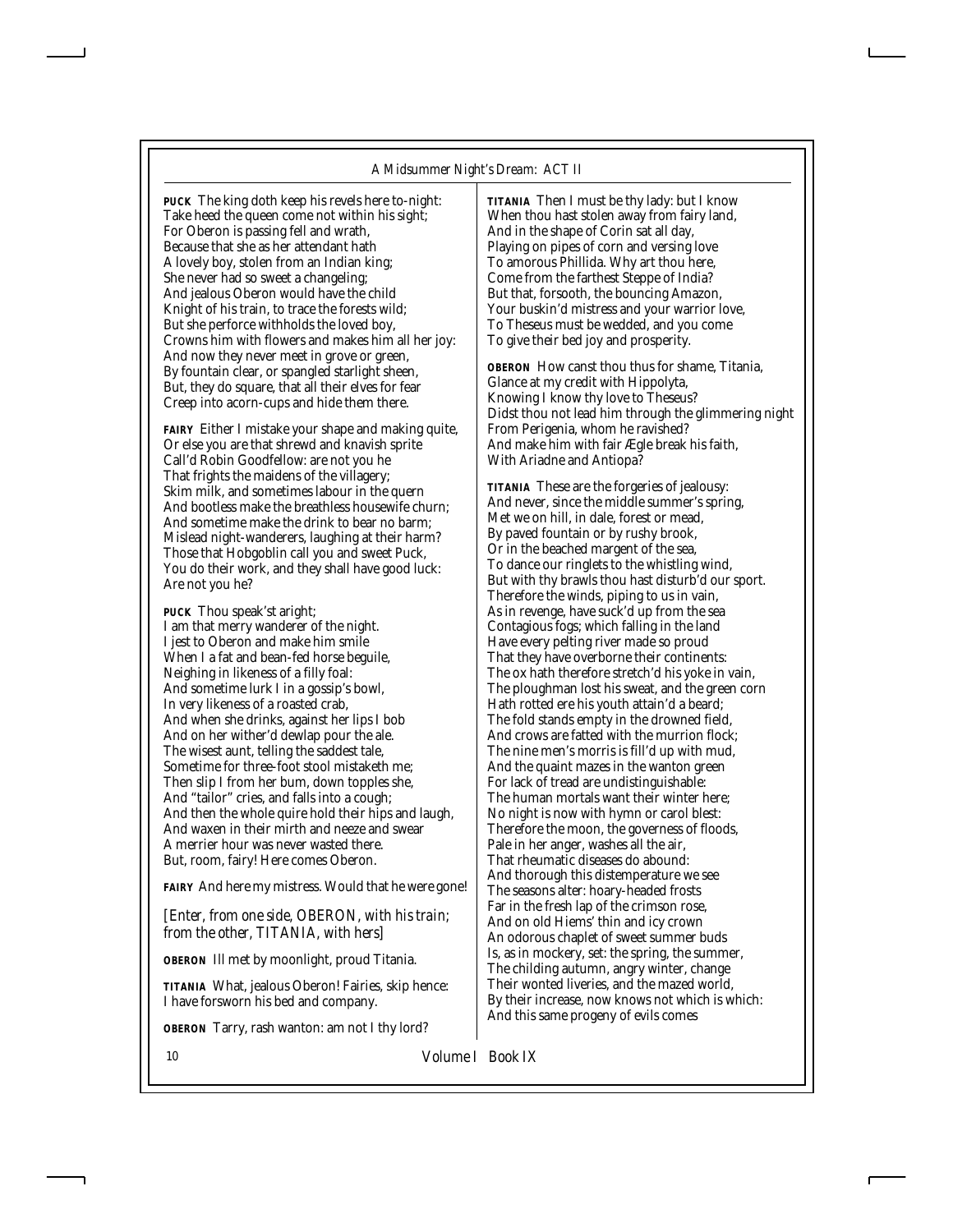**PUCK** The king doth keep his revels here to-night:
Take heed the queen come not within his sight;
For Oberon is passing fell and wrath,
Because that she as her attendant hath
A lovely boy, stolen from an Indian king;
She never had so sweet a changeling;
And jealous Oberon would have the child
Knight of his train, to trace the forests wild;
But she perforce withholds the loved boy,
Crowns him with flowers and makes him all her joy:
And now they never meet in grove or green,
By fountain clear, or spangled starlight sheen,
But, they do square, that all their elves for fear
Creep into acorn-cups and hide them there.

**FAIRY** Either I mistake your shape and making quite,
Or else you are that shrewd and knavish sprite
Call'd Robin Goodfellow: are not you he
That frights the maidens of the villagery;
Skim milk, and sometimes labour in the quern
And bootless make the breathless housewife churn;
And sometime make the drink to bear no barm;
Mislead night-wanderers, laughing at their harm?
Those that Hobgoblin call you and sweet Puck,
You do their work, and they shall have good luck:
Are not you he?

**PUCK** Thou speak'st aright;
I am that merry wanderer of the night.
I jest to Oberon and make him smile
When I a fat and bean-fed horse beguile,
Neighing in likeness of a filly foal:
And sometime lurk I in a gossip's bowl,
In very likeness of a roasted crab,
And when she drinks, against her lips I bob
And on her wither'd dewlap pour the ale.
The wisest aunt, telling the saddest tale,
Sometime for three-foot stool mistaketh me;
Then slip I from her bum, down topples she,
And "tailor" cries, and falls into a cough;
And then the whole quire hold their hips and laugh,
And waxen in their mirth and neeze and swear
A merrier hour was never wasted there.
But, room, fairy! Here comes Oberon.

**FAIRY** And here my mistress. Would that he were gone!

*[Enter, from one side, OBERON, with his train; from the other, TITANIA, with hers]*

**OBERON** Ill met by moonlight, proud Titania.

**TITANIA** What, jealous Oberon! Fairies, skip hence:
I have forsworn his bed and company.

**OBERON** Tarry, rash wanton: am not I thy lord?

**TITANIA** Then I must be thy lady: but I know
When thou hast stolen away from fairy land,
And in the shape of Corin sat all day,
Playing on pipes of corn and versing love
To amorous Phillida. Why art thou here,
Come from the farthest Steppe of India?
But that, forsooth, the bouncing Amazon,
Your buskin'd mistress and your warrior love,
To Theseus must be wedded, and you come
To give their bed joy and prosperity.

**OBERON** How canst thou thus for shame, Titania,
Glance at my credit with Hippolyta,
Knowing I know thy love to Theseus?
Didst thou not lead him through the glimmering night
From Perigenia, whom he ravished?
And make him with fair Ægle break his faith,
With Ariadne and Antiopa?

**TITANIA** These are the forgeries of jealousy:
And never, since the middle summer's spring,
Met we on hill, in dale, forest or mead,
By paved fountain or by rushy brook,
Or in the beached margent of the sea,
To dance our ringlets to the whistling wind,
But with thy brawls thou hast disturb'd our sport.
Therefore the winds, piping to us in vain,
As in revenge, have suck'd up from the sea
Contagious fogs; which falling in the land
Have every pelting river made so proud
That they have overborne their continents:
The ox hath therefore stretch'd his yoke in vain,
The ploughman lost his sweat, and the green corn
Hath rotted ere his youth attain'd a beard;
The fold stands empty in the drowned field,
And crows are fatted with the murrion flock;
The nine men's morris is fill'd up with mud,
And the quaint mazes in the wanton green
For lack of tread are undistinguishable:
The human mortals want their winter here;
No night is now with hymn or carol blest:
Therefore the moon, the governess of floods,
Pale in her anger, washes all the air,
That rheumatic diseases do abound:
And thorough this distemperature we see
The seasons alter: hoary-headed frosts
Far in the fresh lap of the crimson rose,
And on old Hiems' thin and icy crown
An odorous chaplet of sweet summer buds
Is, as in mockery, set: the spring, the summer,
The childing autumn, angry winter, change
Their wonted liveries, and the mazed world,
By their increase, now knows not which is which:
And this same progeny of evils comes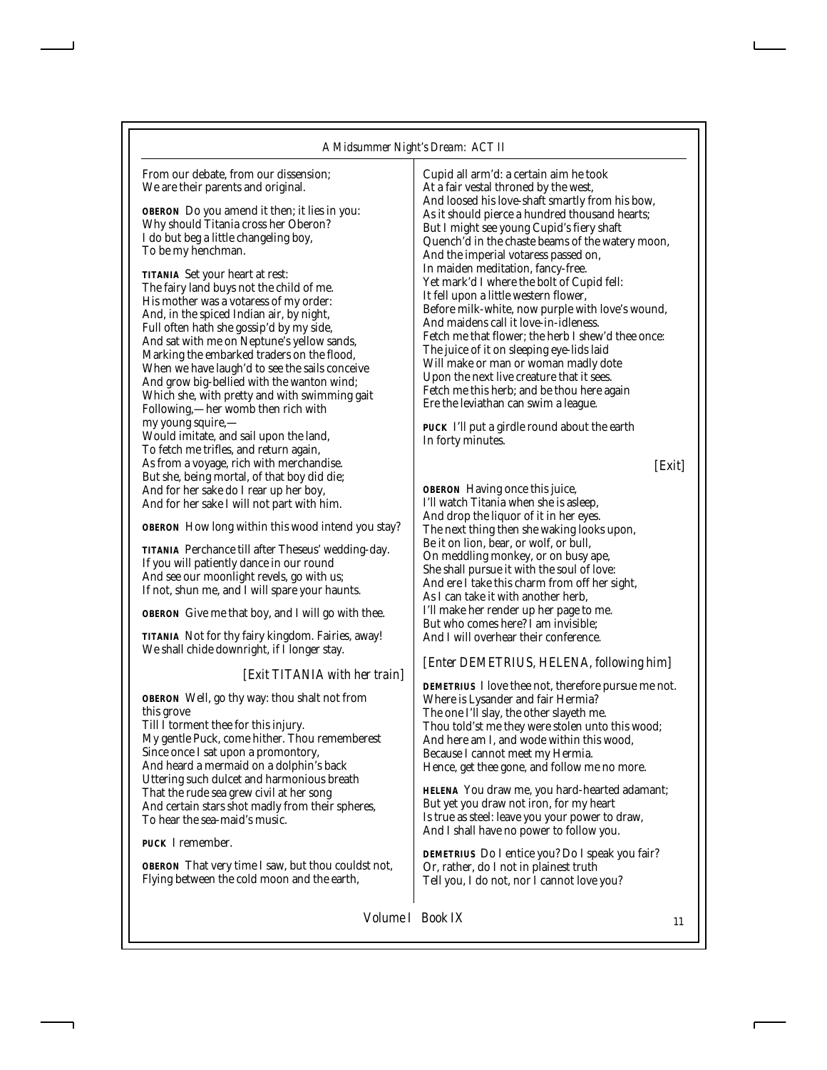From our debate, from our dissension;
We are their parents and original.

**OBERON** Do you amend it then; it lies in you:
Why should Titania cross her Oberon?
I do but beg a little changeling boy,
To be my henchman.

**TITANIA** Set your heart at rest:
The fairy land buys not the child of me.
His mother was a votaress of my order:
And, in the spiced Indian air, by night,
Full often hath she gossip'd by my side,
And sat with me on Neptune's yellow sands,
Marking the embarked traders on the flood,
When we have laugh'd to see the sails conceive
And grow big-bellied with the wanton wind;
Which she, with pretty and with swimming gait
Following,—her womb then rich with
my young squire,—
Would imitate, and sail upon the land,
To fetch me trifles, and return again,
As from a voyage, rich with merchandise.
But she, being mortal, of that boy did die;
And for her sake do I rear up her boy,
And for her sake I will not part with him.

**OBERON** How long within this wood intend you stay?

**TITANIA** Perchance till after Theseus' wedding-day.
If you will patiently dance in our round
And see our moonlight revels, go with us;
If not, shun me, and I will spare your haunts.

**OBERON** Give me that boy, and I will go with thee.

**TITANIA** Not for thy fairy kingdom. Fairies, away!
We shall chide downright, if I longer stay.

*[Exit TITANIA with her train]*

**OBERON** Well, go thy way: thou shalt not from
this grove
Till I torment thee for this injury.
My gentle Puck, come hither. Thou rememberest
Since once I sat upon a promontory,
And heard a mermaid on a dolphin's back
Uttering such dulcet and harmonious breath
That the rude sea grew civil at her song
And certain stars shot madly from their spheres,
To hear the sea-maid's music.

**PUCK** I remember.

**OBERON** That very time I saw, but thou couldst not,
Flying between the cold moon and the earth,
Cupid all arm'd: a certain aim he took
At a fair vestal throned by the west,
And loosed his love-shaft smartly from his bow,
As it should pierce a hundred thousand hearts;
But I might see young Cupid's fiery shaft
Quench'd in the chaste beams of the watery moon,
And the imperial votaress passed on,
In maiden meditation, fancy-free.
Yet mark'd I where the bolt of Cupid fell:
It fell upon a little western flower,
Before milk-white, now purple with love's wound,
And maidens call it love-in-idleness.
Fetch me that flower; the herb I shew'd thee once:
The juice of it on sleeping eye-lids laid
Will make or man or woman madly dote
Upon the next live creature that it sees.
Fetch me this herb; and be thou here again
Ere the leviathan can swim a league.

**PUCK** I'll put a girdle round about the earth
In forty minutes.

*[Exit]*

**OBERON** Having once this juice,
I'll watch Titania when she is asleep,
And drop the liquor of it in her eyes.
The next thing then she waking looks upon,
Be it on lion, bear, or wolf, or bull,
On meddling monkey, or on busy ape,
She shall pursue it with the soul of love:
And ere I take this charm from off her sight,
As I can take it with another herb,
I'll make her render up her page to me.
But who comes here? I am invisible;
And I will overhear their conference.

*[Enter DEMETRIUS, HELENA, following him]*

**DEMETRIUS** I love thee not, therefore pursue me not.
Where is Lysander and fair Hermia?
The one I'll slay, the other slayeth me.
Thou told'st me they were stolen unto this wood;
And here am I, and wode within this wood,
Because I cannot meet my Hermia.
Hence, get thee gone, and follow me no more.

**HELENA** You draw me, you hard-hearted adamant;
But yet you draw not iron, for my heart
Is true as steel: leave you your power to draw,
And I shall have no power to follow you.

**DEMETRIUS** Do I entice you? Do I speak you fair?
Or, rather, do I not in plainest truth
Tell you, I do not, nor I cannot love you?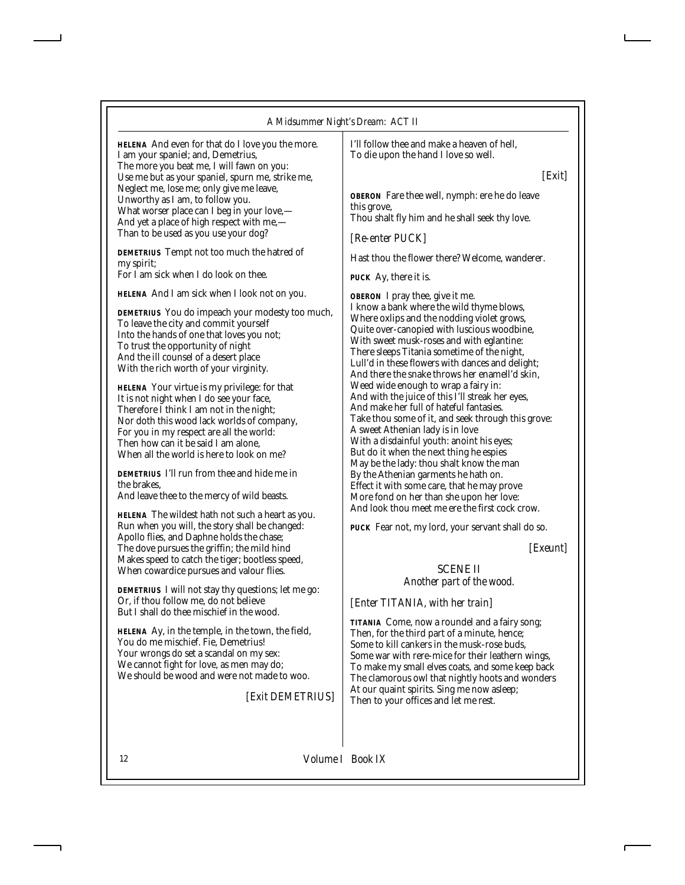**HELENA** And even for that do I love you the more.
I am your spaniel; and, Demetrius,
The more you beat me, I will fawn on you:
Use me but as your spaniel, spurn me, strike me,
Neglect me, lose me; only give me leave,
Unworthy as I am, to follow you.
What worser place can I beg in your love,—
And yet a place of high respect with me,—
Than to be used as you use your dog?

**DEMETRIUS** Tempt not too much the hatred of my spirit;
For I am sick when I do look on thee.

**HELENA** And I am sick when I look not on you.

**DEMETRIUS** You do impeach your modesty too much,
To leave the city and commit yourself
Into the hands of one that loves you not;
To trust the opportunity of night
And the ill counsel of a desert place
With the rich worth of your virginity.

**HELENA** Your virtue is my privilege: for that
It is not night when I do see your face,
Therefore I think I am not in the night;
Nor doth this wood lack worlds of company,
For you in my respect are all the world:
Then how can it be said I am alone,
When all the world is here to look on me?

**DEMETRIUS** I'll run from thee and hide me in the brakes,
And leave thee to the mercy of wild beasts.

**HELENA** The wildest hath not such a heart as you.
Run when you will, the story shall be changed:
Apollo flies, and Daphne holds the chase;
The dove pursues the griffin; the mild hind
Makes speed to catch the tiger; bootless speed,
When cowardice pursues and valour flies.

**DEMETRIUS** I will not stay thy questions; let me go:
Or, if thou follow me, do not believe
But I shall do thee mischief in the wood.

**HELENA** Ay, in the temple, in the town, the field,
You do me mischief. Fie, Demetrius!
Your wrongs do set a scandal on my sex:
We cannot fight for love, as men may do;
We should be wood and were not made to woo.

*[Exit DEMETRIUS]*

I'll follow thee and make a heaven of hell,
To die upon the hand I love so well.

*[Exit]*

**OBERON** Fare thee well, nymph: ere he do leave this grove,
Thou shalt fly him and he shall seek thy love.

*[Re-enter PUCK]*

Hast thou the flower there? Welcome, wanderer.

**PUCK** Ay, there it is.

**OBERON** I pray thee, give it me.
I know a bank where the wild thyme blows,
Where oxlips and the nodding violet grows,
Quite over-canopied with luscious woodbine,
With sweet musk-roses and with eglantine:
There sleeps Titania sometime of the night,
Lull'd in these flowers with dances and delight;
And there the snake throws her enamell'd skin,
Weed wide enough to wrap a fairy in:
And with the juice of this I'll streak her eyes,
And make her full of hateful fantasies.
Take thou some of it, and seek through this grove:
A sweet Athenian lady is in love
With a disdainful youth: anoint his eyes;
But do it when the next thing he espies
May be the lady: thou shalt know the man
By the Athenian garments he hath on.
Effect it with some care, that he may prove
More fond on her than she upon her love:
And look thou meet me ere the first cock crow.

**PUCK** Fear not, my lord, your servant shall do so.

*[Exeunt]*

## SCENE II

*Another part of the wood.*

*[Enter TITANIA, with her train]*

**TITANIA** Come, now a roundel and a fairy song;
Then, for the third part of a minute, hence;
Some to kill cankers in the musk-rose buds,
Some war with rere-mice for their leathern wings,
To make my small elves coats, and some keep back
The clamorous owl that nightly hoots and wonders
At our quaint spirits. Sing me now asleep;
Then to your offices and let me rest.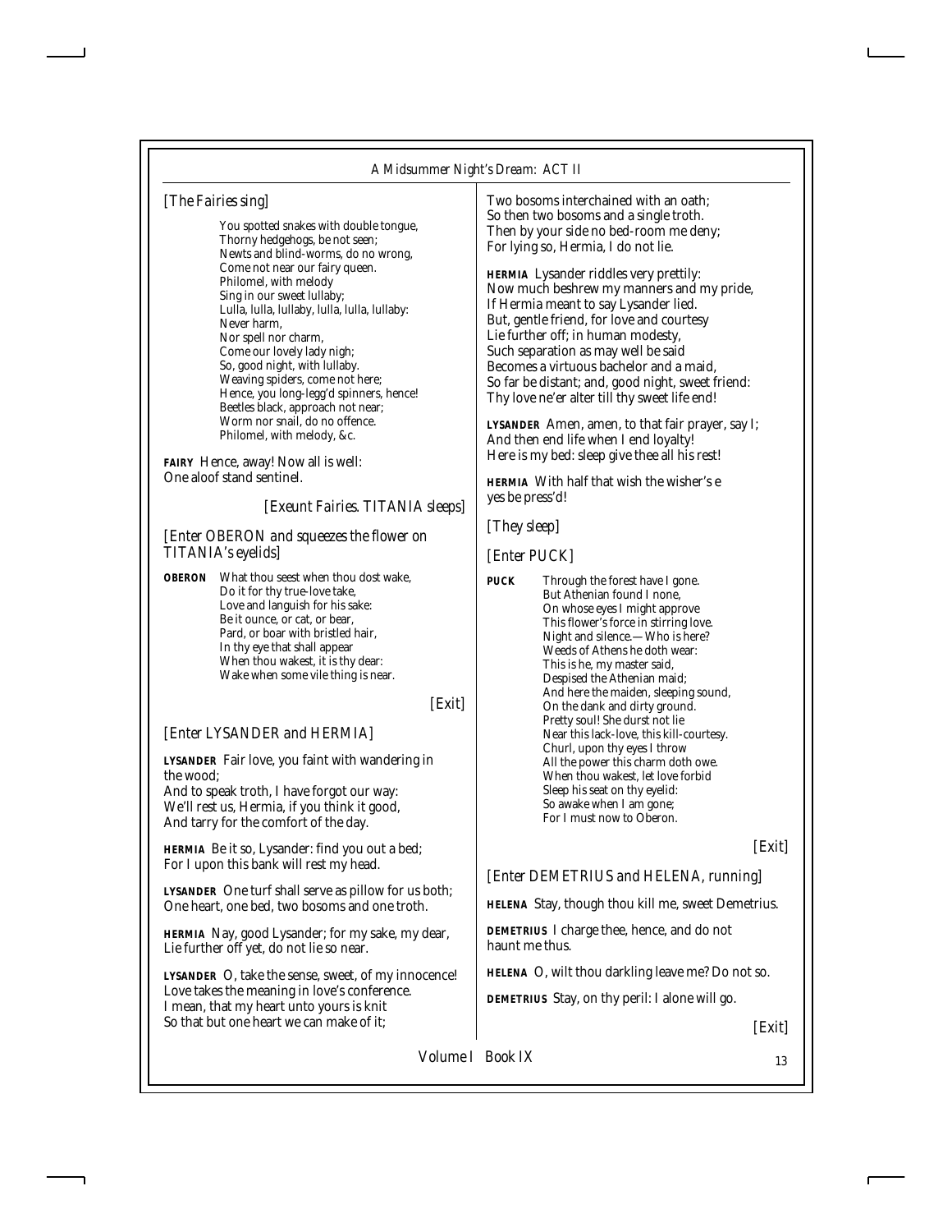*[The Fairies sing]*

You spotted snakes with double tongue,
Thorny hedgehogs, be not seen;
Newts and blind-worms, do no wrong,
Come not near our fairy queen.
Philomel, with melody
Sing in our sweet lullaby;
Lulla, lulla, lullaby, lulla, lulla, lullaby:
Never harm,
Nor spell nor charm,
Come our lovely lady nigh;
So, good night, with lullaby.
Weaving spiders, come not here;
Hence, you long-legg'd spinners, hence!
Beetles black, approach not near;
Worm nor snail, do no offence.
Philomel, with melody, &c.

**FAIRY** Hence, away! Now all is well:
One aloof stand sentinel.

*[Exeunt Fairies. TITANIA sleeps]*

*[Enter OBERON and squeezes the flower on TITANIA's eyelids]*

**OBERON** What thou seest when thou dost wake,
Do it for thy true-love take,
Love and languish for his sake:
Be it ounce, or cat, or bear,
Pard, or boar with bristled hair,
In thy eye that shall appear
When thou wakest, it is thy dear:
Wake when some vile thing is near.

*[Exit]*

*[Enter LYSANDER and HERMIA]*

**LYSANDER** Fair love, you faint with wandering in the wood;
And to speak troth, I have forgot our way:
We'll rest us, Hermia, if you think it good,
And tarry for the comfort of the day.

**HERMIA** Be it so, Lysander: find you out a bed;
For I upon this bank will rest my head.

**LYSANDER** One turf shall serve as pillow for us both;
One heart, one bed, two bosoms and one troth.

**HERMIA** Nay, good Lysander; for my sake, my dear,
Lie further off yet, do not lie so near.

**LYSANDER** O, take the sense, sweet, of my innocence!
Love takes the meaning in love's conference.
I mean, that my heart unto yours is knit
So that but one heart we can make of it;
Two bosoms interchained with an oath;
So then two bosoms and a single troth.
Then by your side no bed-room me deny;
For lying so, Hermia, I do not lie.

**HERMIA** Lysander riddles very prettily:
Now much beshrew my manners and my pride,
If Hermia meant to say Lysander lied.
But, gentle friend, for love and courtesy
Lie further off; in human modesty,
Such separation as may well be said
Becomes a virtuous bachelor and a maid,
So far be distant; and, good night, sweet friend:
Thy love ne'er alter till thy sweet life end!

**LYSANDER** Amen, amen, to that fair prayer, say I;
And then end life when I end loyalty!
Here is my bed: sleep give thee all his rest!

**HERMIA** With half that wish the wisher's e
yes be press'd!

*[They sleep]*

*[Enter PUCK]*

**PUCK** Through the forest have I gone.
But Athenian found I none,
On whose eyes I might approve
This flower's force in stirring love.
Night and silence.—Who is here?
Weeds of Athens he doth wear:
This is he, my master said,
Despised the Athenian maid;
And here the maiden, sleeping sound,
On the dank and dirty ground.
Pretty soul! She durst not lie
Near this lack-love, this kill-courtesy.
Churl, upon thy eyes I throw
All the power this charm doth owe.
When thou wakest, let love forbid
Sleep his seat on thy eyelid:
So awake when I am gone;
For I must now to Oberon.

*[Exit]*

*[Enter DEMETRIUS and HELENA, running]*

**HELENA** Stay, though thou kill me, sweet Demetrius.

**DEMETRIUS** I charge thee, hence, and do not haunt me thus.

**HELENA** O, wilt thou darkling leave me? Do not so.

**DEMETRIUS** Stay, on thy peril: I alone will go.

*[Exit]*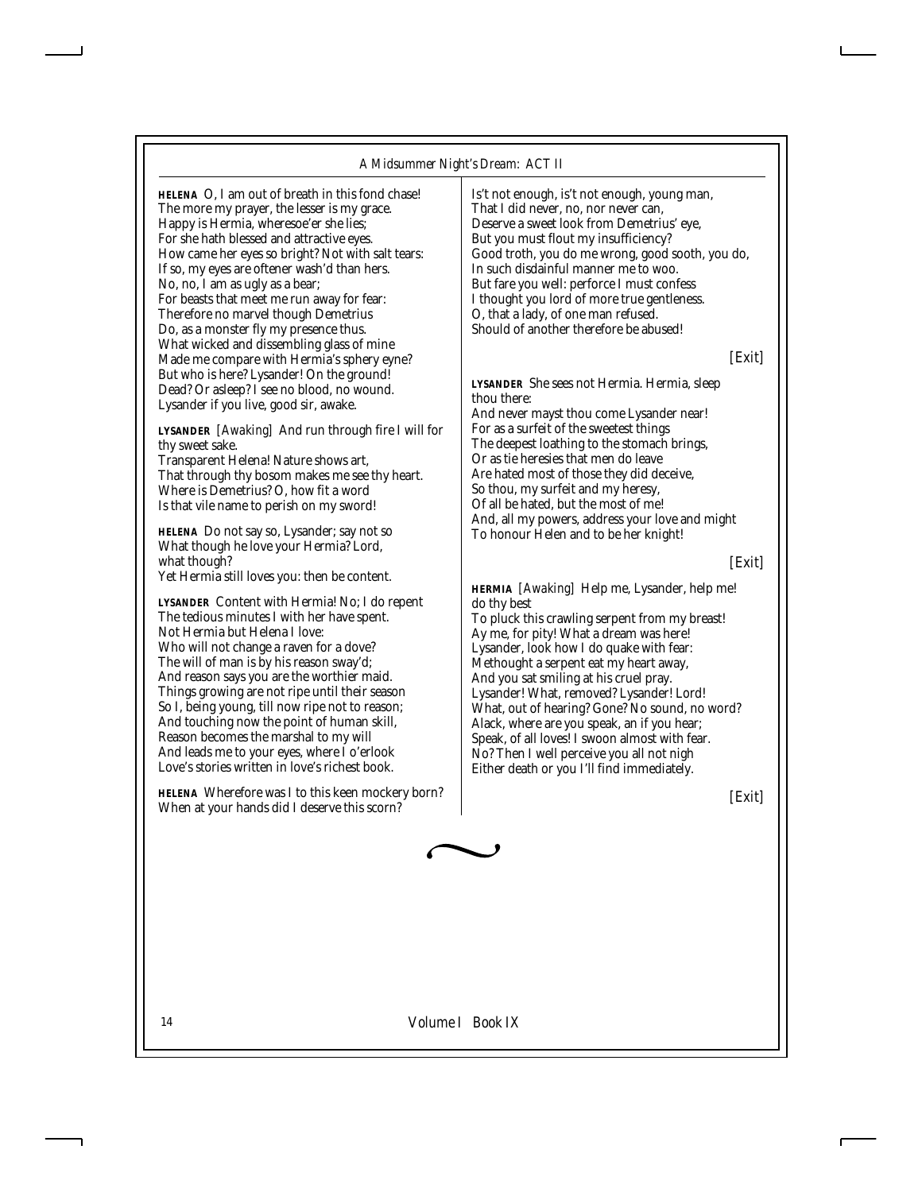**HELENA** O, I am out of breath in this fond chase!
The more my prayer, the lesser is my grace.
Happy is Hermia, wheresoe'er she lies;
For she hath blessed and attractive eyes.
How came her eyes so bright? Not with salt tears:
If so, my eyes are oftener wash'd than hers.
No, no, I am as ugly as a bear;
For beasts that meet me run away for fear:
Therefore no marvel though Demetrius
Do, as a monster fly my presence thus.
What wicked and dissembling glass of mine
Made me compare with Hermia's sphery eyne?
But who is here? Lysander! On the ground!
Dead? Or asleep? I see no blood, no wound.
Lysander if you live, good sir, awake.

**LYSANDER** *[Awaking]* And run through fire I will for thy sweet sake.
Transparent Helena! Nature shows art,
That through thy bosom makes me see thy heart.
Where is Demetrius? O, how fit a word
Is that vile name to perish on my sword!

**HELENA** Do not say so, Lysander; say not so
What though he love your Hermia? Lord, what though?
Yet Hermia still loves you: then be content.

**LYSANDER** Content with Hermia! No; I do repent
The tedious minutes I with her have spent.
Not Hermia but Helena I love:
Who will not change a raven for a dove?
The will of man is by his reason sway'd;
And reason says you are the worthier maid.
Things growing are not ripe until their season
So I, being young, till now ripe not to reason;
And touching now the point of human skill,
Reason becomes the marshal to my will
And leads me to your eyes, where I o'erlook
Love's stories written in love's richest book.

**HELENA** Wherefore was I to this keen mockery born?
When at your hands did I deserve this scorn?
Is't not enough, is't not enough, young man,
That I did never, no, nor never can,
Deserve a sweet look from Demetrius' eye,
But you must flout my insufficiency?
Good troth, you do me wrong, good sooth, you do,
In such disdainful manner me to woo.
But fare you well: perforce I must confess
I thought you lord of more true gentleness.
O, that a lady, of one man refused.
Should of another therefore be abused!

*[Exit]*

**LYSANDER** She sees not Hermia. Hermia, sleep thou there:
And never mayst thou come Lysander near!
For as a surfeit of the sweetest things
The deepest loathing to the stomach brings,
Or as tie heresies that men do leave
Are hated most of those they did deceive,
So thou, my surfeit and my heresy,
Of all be hated, but the most of me!
And, all my powers, address your love and might
To honour Helen and to be her knight!

*[Exit]*

**HERMIA** *[Awaking]* Help me, Lysander, help me! do thy best
To pluck this crawling serpent from my breast!
Ay me, for pity! What a dream was here!
Lysander, look how I do quake with fear:
Methought a serpent eat my heart away,
And you sat smiling at his cruel pray.
Lysander! What, removed? Lysander! Lord!
What, out of hearing? Gone? No sound, no word?
Alack, where are you speak, an if you hear;
Speak, of all loves! I swoon almost with fear.
No? Then I well perceive you all not nigh
Either death or you I'll find immediately.

*[Exit]*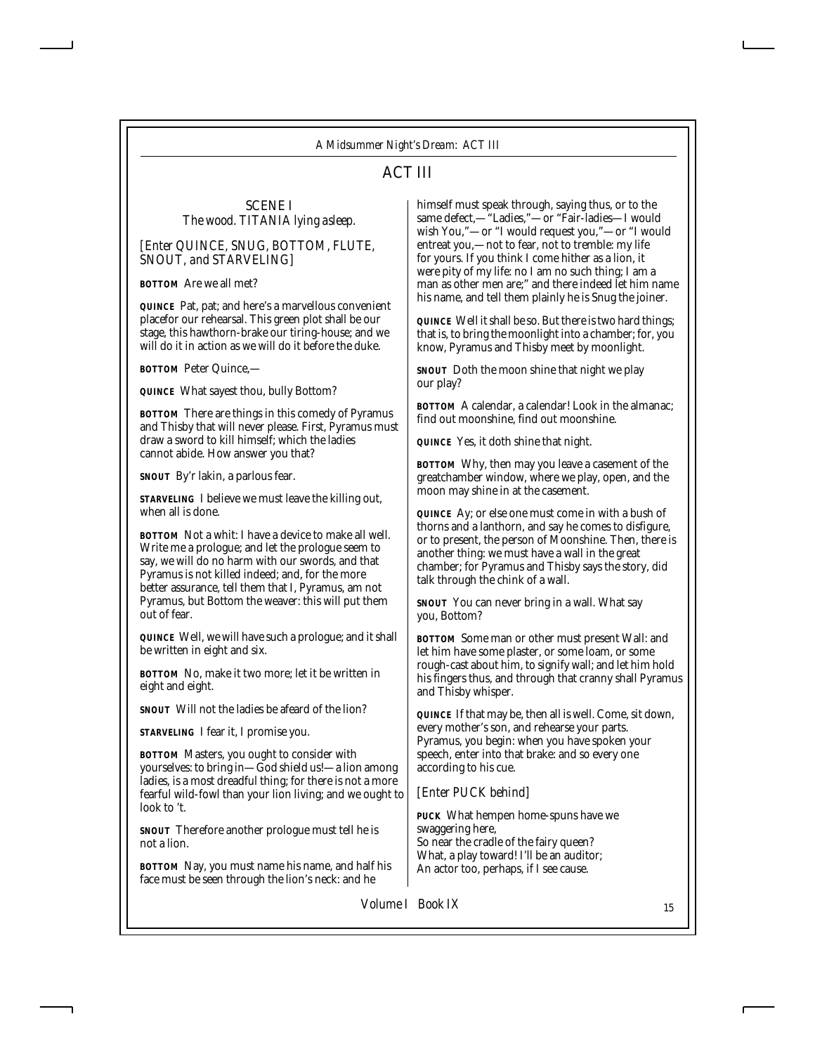## ACT III

### SCENE I

*The wood. TITANIA lying asleep.*

*[Enter QUINCE, SNUG, BOTTOM, FLUTE, SNOUT, and STARVELING]*

**BOTTOM** Are we all met?

**QUINCE** Pat, pat; and here's a marvellous convenient placefor our rehearsal. This green plot shall be our stage, this hawthorn-brake our tiring-house; and we will do it in action as we will do it before the duke.

**BOTTOM** Peter Quince,—

**QUINCE** What sayest thou, bully Bottom?

**BOTTOM** There are things in this comedy of Pyramus and Thisby that will never please. First, Pyramus must draw a sword to kill himself; which the ladies cannot abide. How answer you that?

**SNOUT** By'r lakin, a parlous fear.

**STARVELING** I believe we must leave the killing out, when all is done.

**BOTTOM** Not a whit: I have a device to make all well. Write me a prologue; and let the prologue seem to say, we will do no harm with our swords, and that Pyramus is not killed indeed; and, for the more better assurance, tell them that I, Pyramus, am not Pyramus, but Bottom the weaver: this will put them out of fear.

**QUINCE** Well, we will have such a prologue; and it shall be written in eight and six.

**BOTTOM** No, make it two more; let it be written in eight and eight.

**SNOUT** Will not the ladies be afeard of the lion?

**STARVELING** I fear it, I promise you.

**BOTTOM** Masters, you ought to consider with yourselves: to bring in—God shield us!—a lion among ladies, is a most dreadful thing; for there is not a more fearful wild-fowl than your lion living; and we ought to look to 't.

**SNOUT** Therefore another prologue must tell he is not a lion.

**BOTTOM** Nay, you must name his name, and half his face must be seen through the lion's neck: and he himself must speak through, saying thus, or to the same defect,—"Ladies,"—or "Fair-ladies—I would wish You,"—or "I would request you,"—or "I would entreat you,—not to fear, not to tremble: my life for yours. If you think I come hither as a lion, it were pity of my life: no I am no such thing; I am a man as other men are;" and there indeed let him name his name, and tell them plainly he is Snug the joiner.

**QUINCE** Well it shall be so. But there is two hard things; that is, to bring the moonlight into a chamber; for, you know, Pyramus and Thisby meet by moonlight.

**SNOUT** Doth the moon shine that night we play our play?

**BOTTOM** A calendar, a calendar! Look in the almanac; find out moonshine, find out moonshine.

**QUINCE** Yes, it doth shine that night.

**BOTTOM** Why, then may you leave a casement of the greatchamber window, where we play, open, and the moon may shine in at the casement.

**QUINCE** Ay; or else one must come in with a bush of thorns and a lanthorn, and say he comes to disfigure, or to present, the person of Moonshine. Then, there is another thing: we must have a wall in the great chamber; for Pyramus and Thisby says the story, did talk through the chink of a wall.

**SNOUT** You can never bring in a wall. What say you, Bottom?

**BOTTOM** Some man or other must present Wall: and let him have some plaster, or some loam, or some rough-cast about him, to signify wall; and let him hold his fingers thus, and through that cranny shall Pyramus and Thisby whisper.

**QUINCE** If that may be, then all is well. Come, sit down, every mother's son, and rehearse your parts. Pyramus, you begin: when you have spoken your speech, enter into that brake: and so every one according to his cue.

*[Enter PUCK behind]*

**PUCK** What hempen home-spuns have we swaggering here,
So near the cradle of the fairy queen?
What, a play toward! I'll be an auditor;
An actor too, perhaps, if I see cause.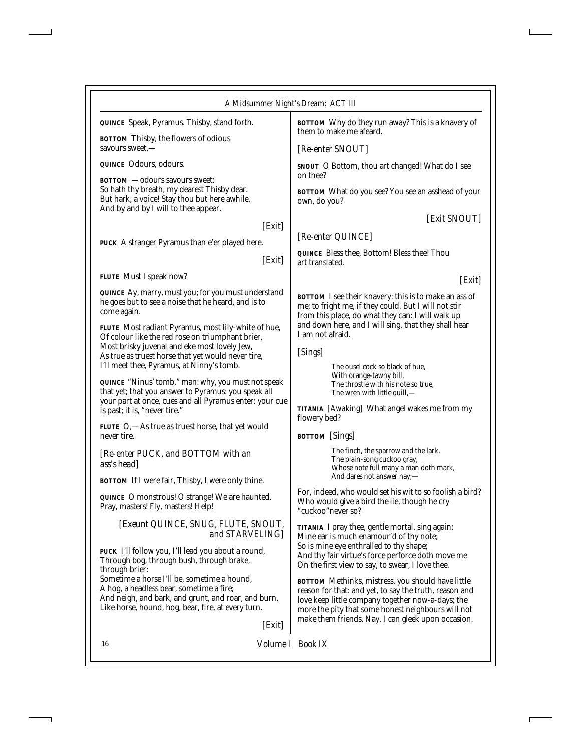**QUINCE** Speak, Pyramus. Thisby, stand forth.

**BOTTOM** Thisby, the flowers of odious savours sweet,—

**QUINCE** Odours, odours.

**BOTTOM** —odours savours sweet:
So hath thy breath, my dearest Thisby dear.
But hark, a voice! Stay thou but here awhile,
And by and by I will to thee appear.

*[Exit]*

**PUCK** A stranger Pyramus than e'er played here.

*[Exit]*

**FLUTE** Must I speak now?

**QUINCE** Ay, marry, must you; for you must understand he goes but to see a noise that he heard, and is to come again.

**FLUTE** Most radiant Pyramus, most lily-white of hue,
Of colour like the red rose on triumphant brier,
Most brisky juvenal and eke most lovely Jew,
As true as truest horse that yet would never tire,
I'll meet thee, Pyramus, at Ninny's tomb.

**QUINCE** "Ninus' tomb," man: why, you must not speak that yet; that you answer to Pyramus: you speak all your part at once, cues and all Pyramus enter: your cue is past; it is, "never tire."

**FLUTE** O,—As true as truest horse, that yet would never tire.

*[Re-enter PUCK, and BOTTOM with an ass's head]*

**BOTTOM** If I were fair, Thisby, I were only thine.

**QUINCE** O monstrous! O strange! We are haunted. Pray, masters! Fly, masters! Help!

*[Exeunt QUINCE, SNUG, FLUTE, SNOUT, and STARVELING]*

**PUCK** I'll follow you, I'll lead you about a round,
Through bog, through bush, through brake, through brier:
Sometime a horse I'll be, sometime a hound,
A hog, a headless bear, sometime a fire;
And neigh, and bark, and grunt, and roar, and burn,
Like horse, hound, hog, bear, fire, at every turn.

*[Exit]*

**BOTTOM** Why do they run away? This is a knavery of them to make me afeard.

*[Re-enter SNOUT]*

**SNOUT** O Bottom, thou art changed! What do I see on thee?

**BOTTOM** What do you see? You see an asshead of your own, do you?

*[Exit SNOUT]*

*[Re-enter QUINCE]*

**QUINCE** Bless thee, Bottom! Bless thee! Thou art translated.

*[Exit]*

**BOTTOM** I see their knavery: this is to make an ass of me; to fright me, if they could. But I will not stir from this place, do what they can: I will walk up and down here, and I will sing, that they shall hear I am not afraid.

*[Sings]*

> The ousel cock so black of hue,
> With orange-tawny bill,
> The throstle with his note so true,
> The wren with little quill,—

**TITANIA** *[Awaking]* What angel wakes me from my flowery bed?

**BOTTOM** *[Sings]*

> The finch, the sparrow and the lark,
> The plain-song cuckoo gray,
> Whose note full many a man doth mark,
> And dares not answer nay;—

For, indeed, who would set his wit to so foolish a bird? Who would give a bird the lie, though he cry "cuckoo"never so?

**TITANIA** I pray thee, gentle mortal, sing again:
Mine ear is much enamour'd of thy note;
So is mine eye enthralled to thy shape;
And thy fair virtue's force perforce doth move me
On the first view to say, to swear, I love thee.

**BOTTOM** Methinks, mistress, you should have little reason for that: and yet, to say the truth, reason and love keep little company together now-a-days; the more the pity that some honest neighbours will not make them friends. Nay, I can gleek upon occasion.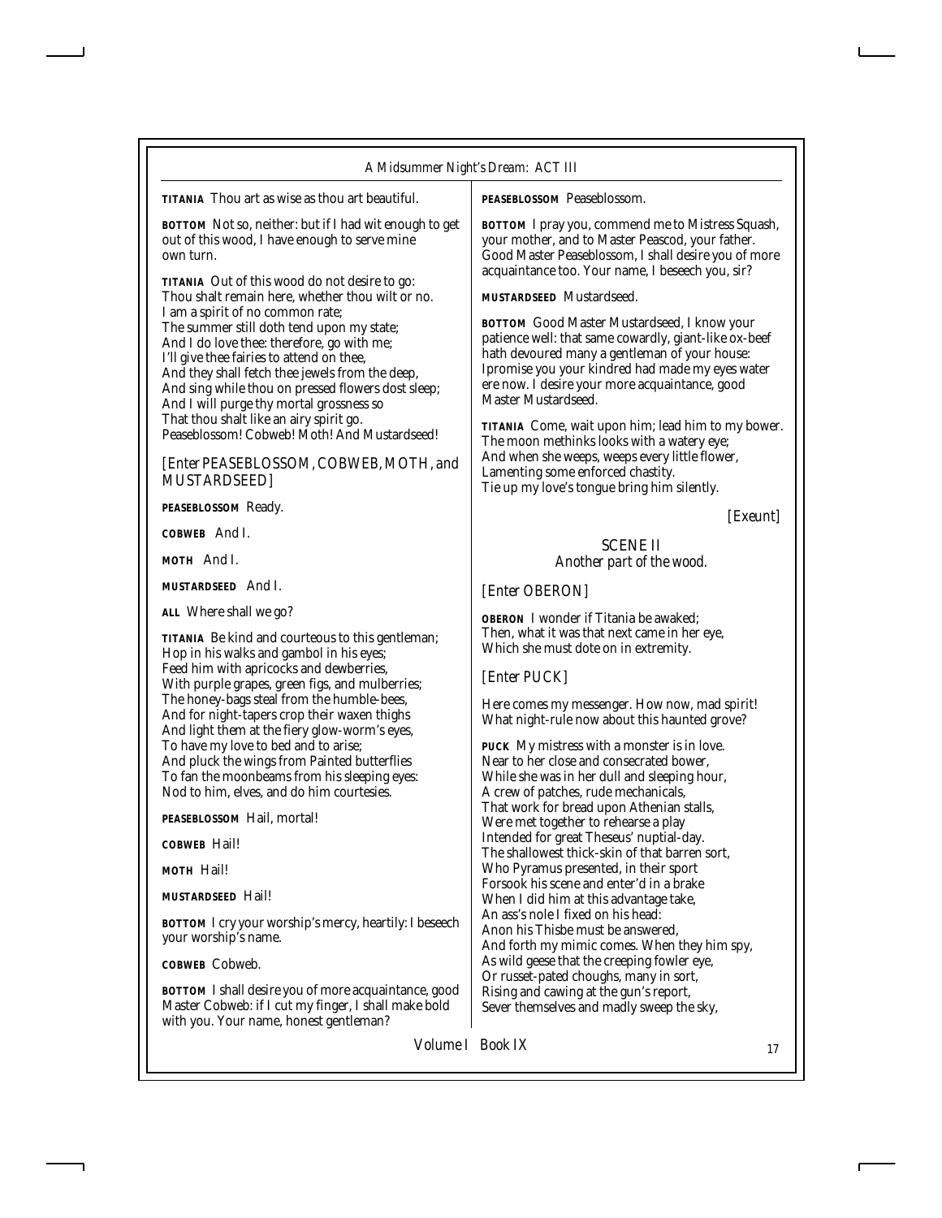**TITANIA** Thou art as wise as thou art beautiful.

**BOTTOM** Not so, neither: but if I had wit enough to get out of this wood, I have enough to serve mine own turn.

**TITANIA** Out of this wood do not desire to go:
Thou shalt remain here, whether thou wilt or no.
I am a spirit of no common rate;
The summer still doth tend upon my state;
And I do love thee: therefore, go with me;
I'll give thee fairies to attend on thee,
And they shall fetch thee jewels from the deep,
And sing while thou on pressed flowers dost sleep;
And I will purge thy mortal grossness so
That thou shalt like an airy spirit go.
Peaseblossom! Cobweb! Moth! And Mustardseed!

*[Enter PEASEBLOSSOM, COBWEB, MOTH, and MUSTARDSEED]*

**PEASEBLOSSOM** Ready.

**COBWEB** And I.

**MOTH** And I.

**MUSTARDSEED** And I.

**ALL** Where shall we go?

**TITANIA** Be kind and courteous to this gentleman;
Hop in his walks and gambol in his eyes;
Feed him with apricocks and dewberries,
With purple grapes, green figs, and mulberries;
The honey-bags steal from the humble-bees,
And for night-tapers crop their waxen thighs
And light them at the fiery glow-worm's eyes,
To have my love to bed and to arise;
And pluck the wings from Painted butterflies
To fan the moonbeams from his sleeping eyes:
Nod to him, elves, and do him courtesies.

**PEASEBLOSSOM** Hail, mortal!

**COBWEB** Hail!

**MOTH** Hail!

**MUSTARDSEED** Hail!

**BOTTOM** I cry your worship's mercy, heartily: I beseech your worship's name.

**COBWEB** Cobweb.

**BOTTOM** I shall desire you of more acquaintance, good Master Cobweb: if I cut my finger, I shall make bold with you. Your name, honest gentleman?

**PEASEBLOSSOM** Peaseblossom.

**BOTTOM** I pray you, commend me to Mistress Squash, your mother, and to Master Peascod, your father. Good Master Peaseblossom, I shall desire you of more acquaintance too. Your name, I beseech you, sir?

**MUSTARDSEED** Mustardseed.

**BOTTOM** Good Master Mustardseed, I know your patience well: that same cowardly, giant-like ox-beef hath devoured many a gentleman of your house: Ipromise you your kindred had made my eyes water ere now. I desire your more acquaintance, good Master Mustardseed.

**TITANIA** Come, wait upon him; lead him to my bower.
The moon methinks looks with a watery eye;
And when she weeps, weeps every little flower,
Lamenting some enforced chastity.
Tie up my love's tongue bring him silently.

*[Exeunt]*

## SCENE II
*Another part of the wood.*

*[Enter OBERON]*

**OBERON** I wonder if Titania be awaked;
Then, what it was that next came in her eye,
Which she must dote on in extremity.

*[Enter PUCK]*

Here comes my messenger. How now, mad spirit!
What night-rule now about this haunted grove?

**PUCK** My mistress with a monster is in love.
Near to her close and consecrated bower,
While she was in her dull and sleeping hour,
A crew of patches, rude mechanicals,
That work for bread upon Athenian stalls,
Were met together to rehearse a play
Intended for great Theseus' nuptial-day.
The shallowest thick-skin of that barren sort,
Who Pyramus presented, in their sport
Forsook his scene and enter'd in a brake
When I did him at this advantage take,
An ass's nole I fixed on his head:
Anon his Thisbe must be answered,
And forth my mimic comes. When they him spy,
As wild geese that the creeping fowler eye,
Or russet-pated choughs, many in sort,
Rising and cawing at the gun's report,
Sever themselves and madly sweep the sky,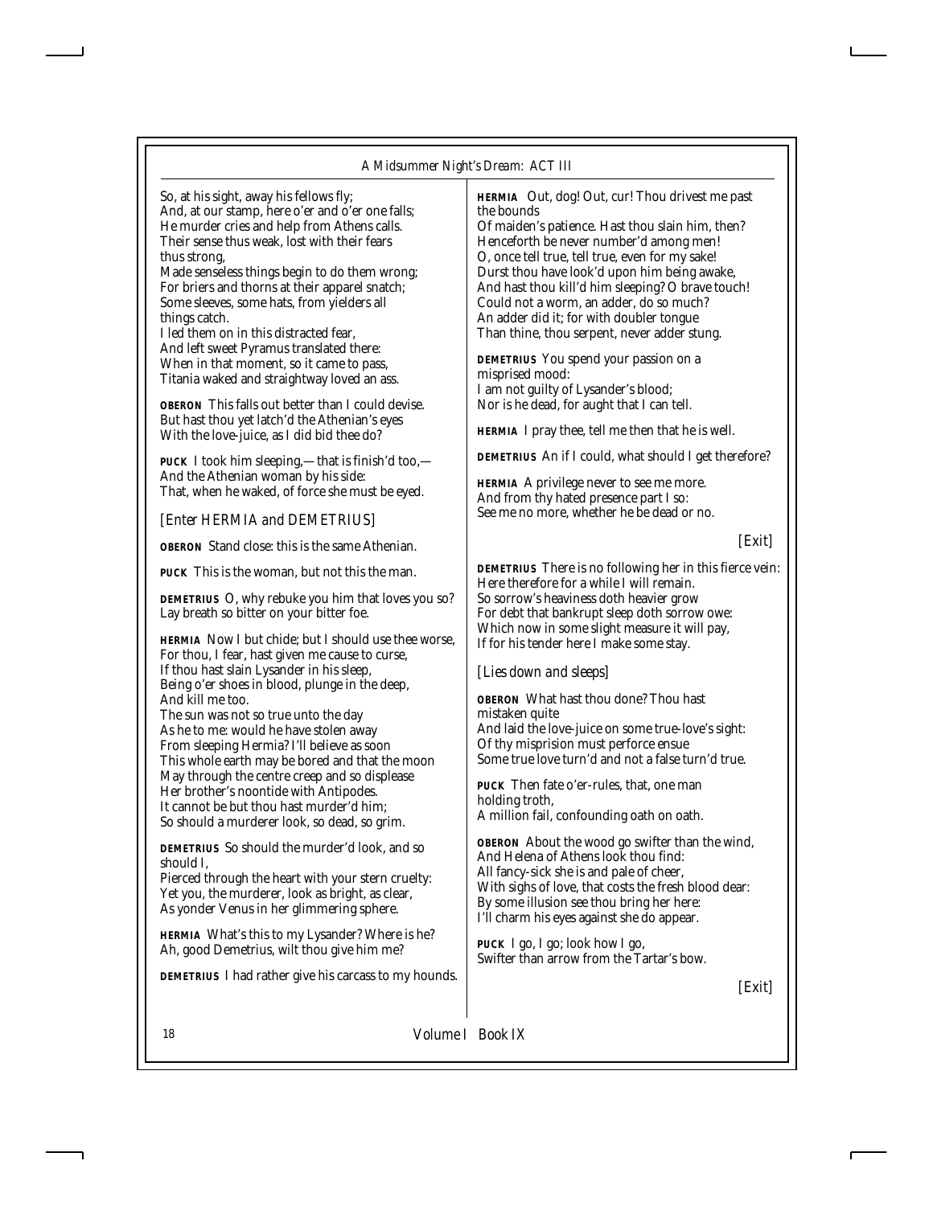So, at his sight, away his fellows fly;
And, at our stamp, here o'er and o'er one falls;
He murder cries and help from Athens calls.
Their sense thus weak, lost with their fears thus strong,
Made senseless things begin to do them wrong;
For briers and thorns at their apparel snatch;
Some sleeves, some hats, from yielders all things catch.
I led them on in this distracted fear,
And left sweet Pyramus translated there:
When in that moment, so it came to pass,
Titania waked and straightway loved an ass.

**OBERON** This falls out better than I could devise.
But hast thou yet latch'd the Athenian's eyes
With the love-juice, as I did bid thee do?

**PUCK** I took him sleeping,—that is finish'd too,—
And the Athenian woman by his side:
That, when he waked, of force she must be eyed.

*[Enter HERMIA and DEMETRIUS]*

**OBERON** Stand close: this is the same Athenian.

**PUCK** This is the woman, but not this the man.

**DEMETRIUS** O, why rebuke you him that loves you so?
Lay breath so bitter on your bitter foe.

**HERMIA** Now I but chide; but I should use thee worse,
For thou, I fear, hast given me cause to curse,
If thou hast slain Lysander in his sleep,
Being o'er shoes in blood, plunge in the deep,
And kill me too.
The sun was not so true unto the day
As he to me: would he have stolen away
From sleeping Hermia? I'll believe as soon
This whole earth may be bored and that the moon
May through the centre creep and so displease
Her brother's noontide with Antipodes.
It cannot be but thou hast murder'd him;
So should a murderer look, so dead, so grim.

**DEMETRIUS** So should the murder'd look, and so should I,
Pierced through the heart with your stern cruelty:
Yet you, the murderer, look as bright, as clear,
As yonder Venus in her glimmering sphere.

**HERMIA** What's this to my Lysander? Where is he?
Ah, good Demetrius, wilt thou give him me?

**DEMETRIUS** I had rather give his carcass to my hounds.

**HERMIA** Out, dog! Out, cur! Thou drivest me past the bounds
Of maiden's patience. Hast thou slain him, then?
Henceforth be never number'd among men!
O, once tell true, tell true, even for my sake!
Durst thou have look'd upon him being awake,
And hast thou kill'd him sleeping? O brave touch!
Could not a worm, an adder, do so much?
An adder did it; for with doubler tongue
Than thine, thou serpent, never adder stung.

**DEMETRIUS** You spend your passion on a misprised mood:
I am not guilty of Lysander's blood;
Nor is he dead, for aught that I can tell.

**HERMIA** I pray thee, tell me then that he is well.

**DEMETRIUS** An if I could, what should I get therefore?

**HERMIA** A privilege never to see me more.
And from thy hated presence part I so:
See me no more, whether he be dead or no.

*[Exit]*

**DEMETRIUS** There is no following her in this fierce vein:
Here therefore for a while I will remain.
So sorrow's heaviness doth heavier grow
For debt that bankrupt sleep doth sorrow owe:
Which now in some slight measure it will pay,
If for his tender here I make some stay.

*[Lies down and sleeps]*

**OBERON** What hast thou done? Thou hast mistaken quite
And laid the love-juice on some true-love's sight:
Of thy misprision must perforce ensue
Some true love turn'd and not a false turn'd true.

**PUCK** Then fate o'er-rules, that, one man holding troth,
A million fail, confounding oath on oath.

**OBERON** About the wood go swifter than the wind,
And Helena of Athens look thou find:
All fancy-sick she is and pale of cheer,
With sighs of love, that costs the fresh blood dear:
By some illusion see thou bring her here:
I'll charm his eyes against she do appear.

**PUCK** I go, I go; look how I go,
Swifter than arrow from the Tartar's bow.

*[Exit]*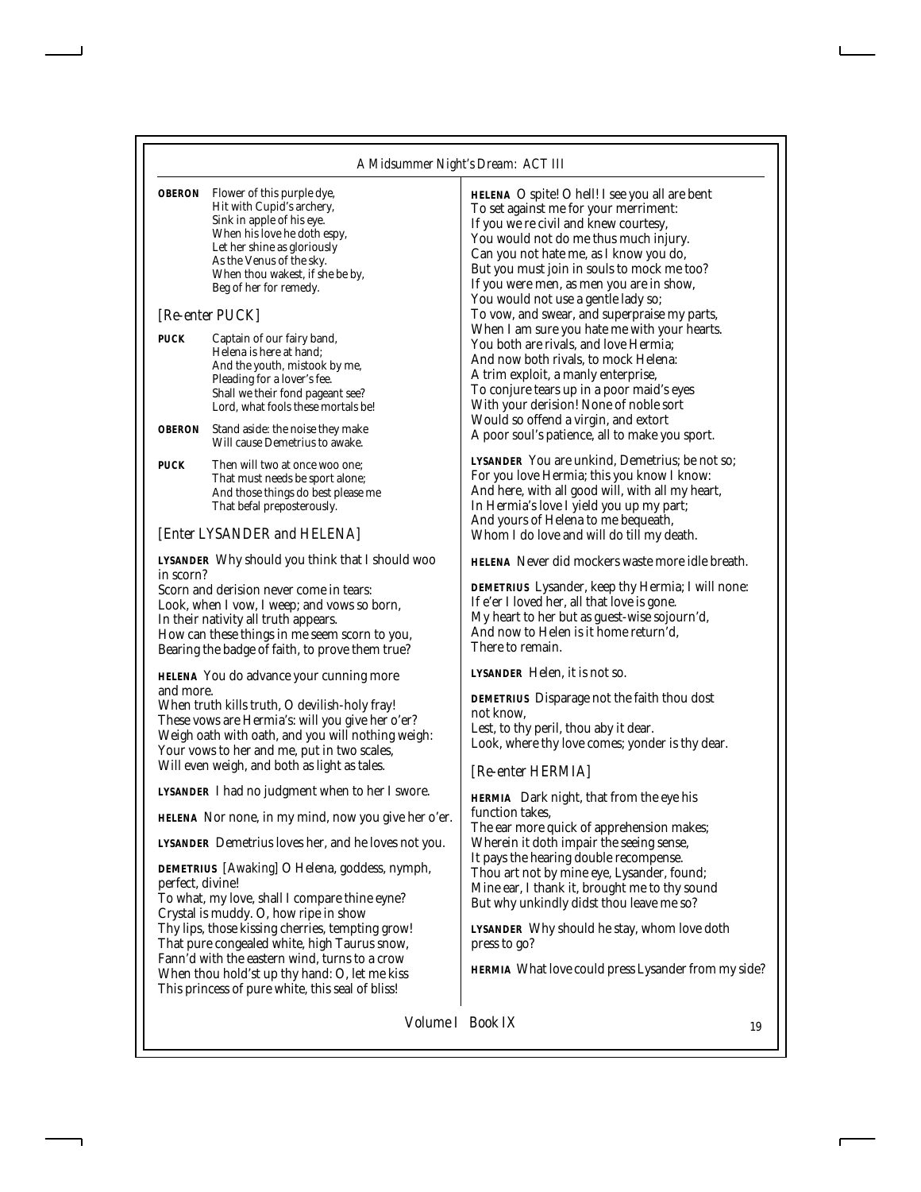**OBERON** Flower of this purple dye,
Hit with Cupid's archery,
Sink in apple of his eye.
When his love he doth espy,
Let her shine as gloriously
As the Venus of the sky.
When thou wakest, if she be by,
Beg of her for remedy.

*[Re-enter PUCK]*

**PUCK** Captain of our fairy band,
Helena is here at hand;
And the youth, mistook by me,
Pleading for a lover's fee.
Shall we their fond pageant see?
Lord, what fools these mortals be!

**OBERON** Stand aside: the noise they make
Will cause Demetrius to awake.

**PUCK** Then will two at once woo one;
That must needs be sport alone;
And those things do best please me
That befal preposterously.

*[Enter LYSANDER and HELENA]*

**LYSANDER** Why should you think that I should woo in scorn?
Scorn and derision never come in tears:
Look, when I vow, I weep; and vows so born,
In their nativity all truth appears.
How can these things in me seem scorn to you,
Bearing the badge of faith, to prove them true?

**HELENA** You do advance your cunning more and more.
When truth kills truth, O devilish-holy fray!
These vows are Hermia's: will you give her o'er?
Weigh oath with oath, and you will nothing weigh:
Your vows to her and me, put in two scales,
Will even weigh, and both as light as tales.

**LYSANDER** I had no judgment when to her I swore.

**HELENA** Nor none, in my mind, now you give her o'er.

**LYSANDER** Demetrius loves her, and he loves not you.

**DEMETRIUS** *[Awaking]* O Helena, goddess, nymph, perfect, divine!
To what, my love, shall I compare thine eyne?
Crystal is muddy. O, how ripe in show
Thy lips, those kissing cherries, tempting grow!
That pure congealed white, high Taurus snow,
Fann'd with the eastern wind, turns to a crow
When thou hold'st up thy hand: O, let me kiss
This princess of pure white, this seal of bliss!

**HELENA** O spite! O hell! I see you all are bent
To set against me for your merriment:
If you we re civil and knew courtesy,
You would not do me thus much injury.
Can you not hate me, as I know you do,
But you must join in souls to mock me too?
If you were men, as men you are in show,
You would not use a gentle lady so;
To vow, and swear, and superpraise my parts,
When I am sure you hate me with your hearts.
You both are rivals, and love Hermia;
And now both rivals, to mock Helena:
A trim exploit, a manly enterprise,
To conjure tears up in a poor maid's eyes
With your derision! None of noble sort
Would so offend a virgin, and extort
A poor soul's patience, all to make you sport.

**LYSANDER** You are unkind, Demetrius; be not so;
For you love Hermia; this you know I know:
And here, with all good will, with all my heart,
In Hermia's love I yield you up my part;
And yours of Helena to me bequeath,
Whom I do love and will do till my death.

**HELENA** Never did mockers waste more idle breath.

**DEMETRIUS** Lysander, keep thy Hermia; I will none:
If e'er I loved her, all that love is gone.
My heart to her but as guest-wise sojourn'd,
And now to Helen is it home return'd,
There to remain.

**LYSANDER** Helen, it is not so.

**DEMETRIUS** Disparage not the faith thou dost not know,
Lest, to thy peril, thou aby it dear.
Look, where thy love comes; yonder is thy dear.

*[Re-enter HERMIA]*

**HERMIA** Dark night, that from the eye his function takes,
The ear more quick of apprehension makes;
Wherein it doth impair the seeing sense,
It pays the hearing double recompense.
Thou art not by mine eye, Lysander, found;
Mine ear, I thank it, brought me to thy sound
But why unkindly didst thou leave me so?

**LYSANDER** Why should he stay, whom love doth press to go?

**HERMIA** What love could press Lysander from my side?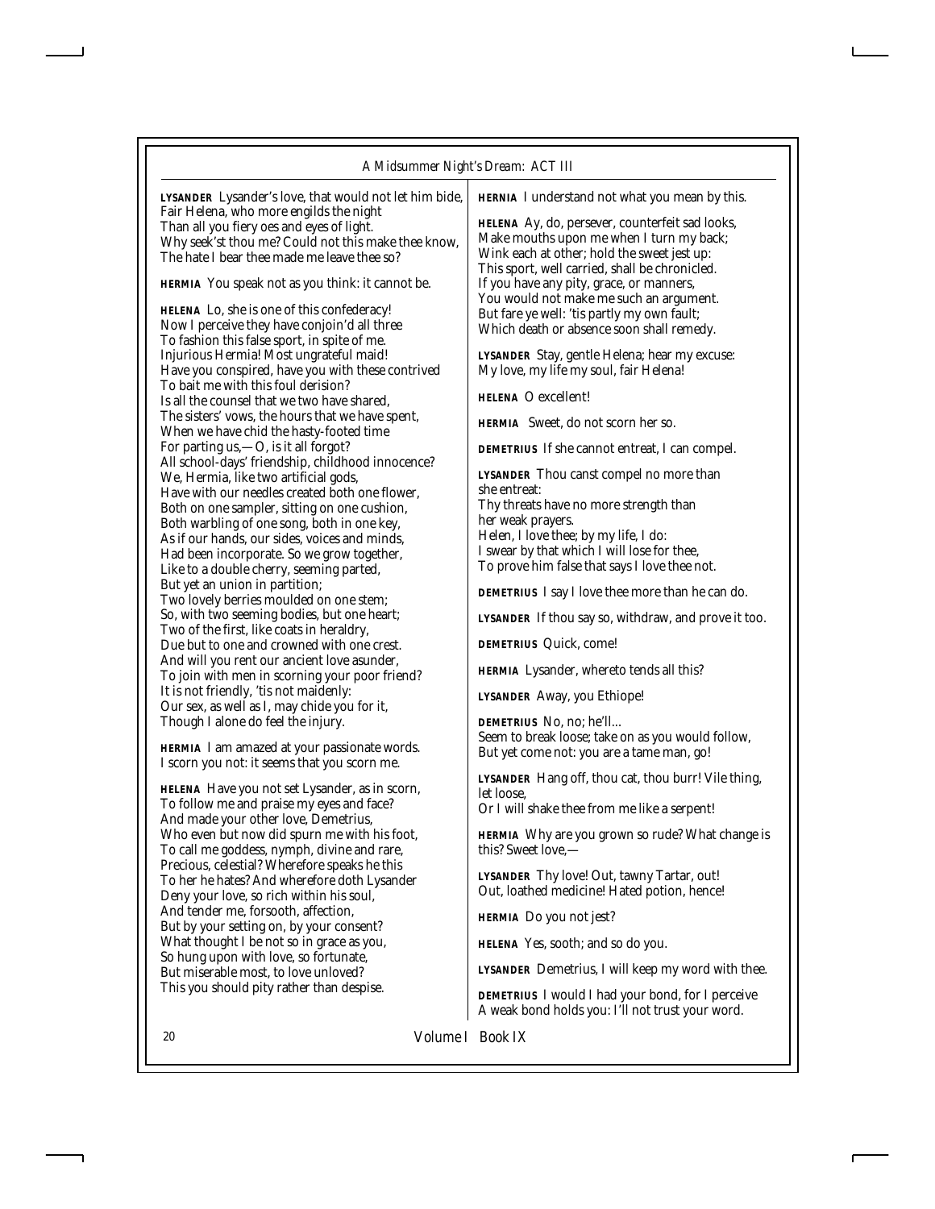**LYSANDER** Lysander's love, that would not let him bide,
Fair Helena, who more engilds the night
Than all you fiery oes and eyes of light.
Why seek'st thou me? Could not this make thee know,
The hate I bear thee made me leave thee so?

**HERMIA** You speak not as you think: it cannot be.

**HELENA** Lo, she is one of this confederacy!
Now I perceive they have conjoin'd all three
To fashion this false sport, in spite of me.
Injurious Hermia! Most ungrateful maid!
Have you conspired, have you with these contrived
To bait me with this foul derision?
Is all the counsel that we two have shared,
The sisters' vows, the hours that we have spent,
When we have chid the hasty-footed time
For parting us,—O, is it all forgot?
All school-days' friendship, childhood innocence?
We, Hermia, like two artificial gods,
Have with our needles created both one flower,
Both on one sampler, sitting on one cushion,
Both warbling of one song, both in one key,
As if our hands, our sides, voices and minds,
Had been incorporate. So we grow together,
Like to a double cherry, seeming parted,
But yet an union in partition;
Two lovely berries moulded on one stem;
So, with two seeming bodies, but one heart;
Two of the first, like coats in heraldry,
Due but to one and crowned with one crest.
And will you rent our ancient love asunder,
To join with men in scorning your poor friend?
It is not friendly, 'tis not maidenly:
Our sex, as well as I, may chide you for it,
Though I alone do feel the injury.

**HERMIA** I am amazed at your passionate words.
I scorn you not: it seems that you scorn me.

**HELENA** Have you not set Lysander, as in scorn,
To follow me and praise my eyes and face?
And made your other love, Demetrius,
Who even but now did spurn me with his foot,
To call me goddess, nymph, divine and rare,
Precious, celestial? Wherefore speaks he this
To her he hates? And wherefore doth Lysander
Deny your love, so rich within his soul,
And tender me, forsooth, affection,
But by your setting on, by your consent?
What thought I be not so in grace as you,
So hung upon with love, so fortunate,
But miserable most, to love unloved?
This you should pity rather than despise.

**HERNIA** I understand not what you mean by this.

**HELENA** Ay, do, persever, counterfeit sad looks,
Make mouths upon me when I turn my back;
Wink each at other; hold the sweet jest up:
This sport, well carried, shall be chronicled.
If you have any pity, grace, or manners,
You would not make me such an argument.
But fare ye well: 'tis partly my own fault;
Which death or absence soon shall remedy.

**LYSANDER** Stay, gentle Helena; hear my excuse:
My love, my life my soul, fair Helena!

**HELENA** O excellent!

**HERMIA** Sweet, do not scorn her so.

**DEMETRIUS** If she cannot entreat, I can compel.

**LYSANDER** Thou canst compel no more than
she entreat:
Thy threats have no more strength than
her weak prayers.
Helen, I love thee; by my life, I do:
I swear by that which I will lose for thee,
To prove him false that says I love thee not.

**DEMETRIUS** I say I love thee more than he can do.

**LYSANDER** If thou say so, withdraw, and prove it too.

**DEMETRIUS** Quick, come!

**HERMIA** Lysander, whereto tends all this?

**LYSANDER** Away, you Ethiope!

**DEMETRIUS** No, no; he'll...
Seem to break loose; take on as you would follow,
But yet come not: you are a tame man, go!

**LYSANDER** Hang off, thou cat, thou burr! Vile thing,
let loose,
Or I will shake thee from me like a serpent!

**HERMIA** Why are you grown so rude? What change is
this? Sweet love,—

**LYSANDER** Thy love! Out, tawny Tartar, out!
Out, loathed medicine! Hated potion, hence!

**HERMIA** Do you not jest?

**HELENA** Yes, sooth; and so do you.

**LYSANDER** Demetrius, I will keep my word with thee.

**DEMETRIUS** I would I had your bond, for I perceive
A weak bond holds you: I'll not trust your word.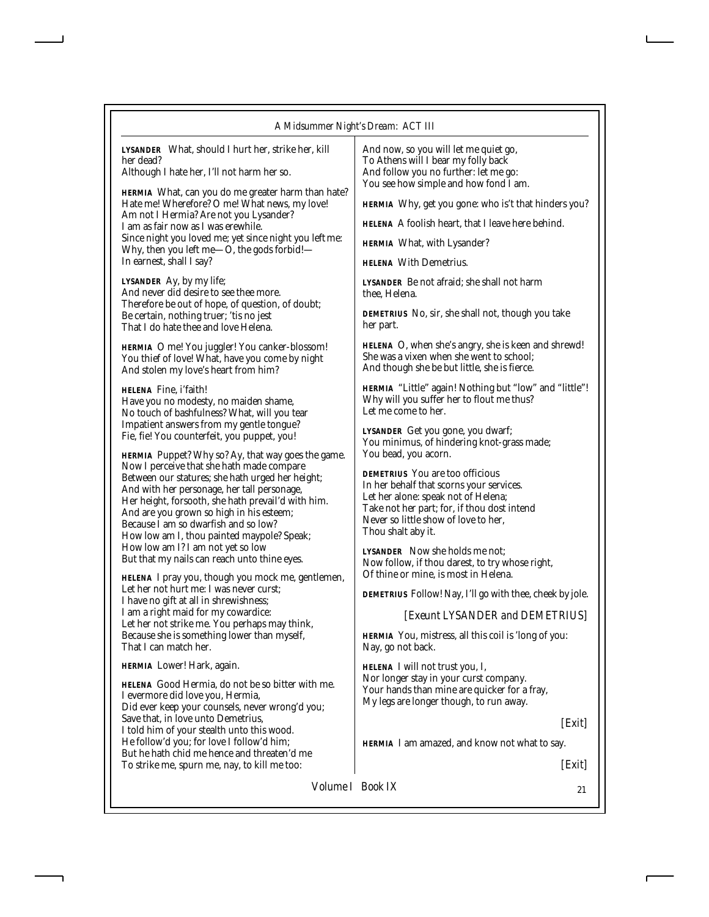**LYSANDER** What, should I hurt her, strike her, kill her dead?
Although I hate her, I'll not harm her so.

**HERMIA** What, can you do me greater harm than hate?
Hate me! Wherefore? O me! What news, my love!
Am not I Hermia? Are not you Lysander?
I am as fair now as I was erewhile.
Since night you loved me; yet since night you left me:
Why, then you left me—O, the gods forbid!—
In earnest, shall I say?

**LYSANDER** Ay, by my life;
And never did desire to see thee more.
Therefore be out of hope, of question, of doubt;
Be certain, nothing truer; 'tis no jest
That I do hate thee and love Helena.

**HERMIA** O me! You juggler! You canker-blossom!
You thief of love! What, have you come by night
And stolen my love's heart from him?

**HELENA** Fine, i'faith!
Have you no modesty, no maiden shame,
No touch of bashfulness? What, will you tear
Impatient answers from my gentle tongue?
Fie, fie! You counterfeit, you puppet, you!

**HERMIA** Puppet? Why so? Ay, that way goes the game.
Now I perceive that she hath made compare
Between our statures; she hath urged her height;
And with her personage, her tall personage,
Her height, forsooth, she hath prevail'd with him.
And are you grown so high in his esteem;
Because I am so dwarfish and so low?
How low am I, thou painted maypole? Speak;
How low am I? I am not yet so low
But that my nails can reach unto thine eyes.

**HELENA** I pray you, though you mock me, gentlemen,
Let her not hurt me: I was never curst;
I have no gift at all in shrewishness;
I am a right maid for my cowardice:
Let her not strike me. You perhaps may think,
Because she is something lower than myself,
That I can match her.

**HERMIA** Lower! Hark, again.

**HELENA** Good Hermia, do not be so bitter with me.
I evermore did love you, Hermia,
Did ever keep your counsels, never wrong'd you;
Save that, in love unto Demetrius,
I told him of your stealth unto this wood.
He follow'd you; for love I follow'd him;
But he hath chid me hence and threaten'd me
To strike me, spurn me, nay, to kill me too:
And now, so you will let me quiet go,
To Athens will I bear my folly back
And follow you no further: let me go:
You see how simple and how fond I am.

**HERMIA** Why, get you gone: who is't that hinders you?

**HELENA** A foolish heart, that I leave here behind.

**HERMIA** What, with Lysander?

**HELENA** With Demetrius.

**LYSANDER** Be not afraid; she shall not harm thee, Helena.

**DEMETRIUS** No, sir, she shall not, though you take her part.

**HELENA** O, when she's angry, she is keen and shrewd!
She was a vixen when she went to school;
And though she be but little, she is fierce.

**HERMIA** "Little" again! Nothing but "low" and "little"!
Why will you suffer her to flout me thus?
Let me come to her.

**LYSANDER** Get you gone, you dwarf;
You minimus, of hindering knot-grass made;
You bead, you acorn.

**DEMETRIUS** You are too officious
In her behalf that scorns your services.
Let her alone: speak not of Helena;
Take not her part; for, if thou dost intend
Never so little show of love to her,
Thou shalt aby it.

**LYSANDER** Now she holds me not;
Now follow, if thou darest, to try whose right,
Of thine or mine, is most in Helena.

**DEMETRIUS** Follow! Nay, I'll go with thee, cheek by jole.

*[Exeunt LYSANDER and DEMETRIUS]*

**HERMIA** You, mistress, all this coil is 'long of you:
Nay, go not back.

**HELENA** I will not trust you, I,
Nor longer stay in your curst company.
Your hands than mine are quicker for a fray,
My legs are longer though, to run away.

*[Exit]*

**HERMIA** I am amazed, and know not what to say.

*[Exit]*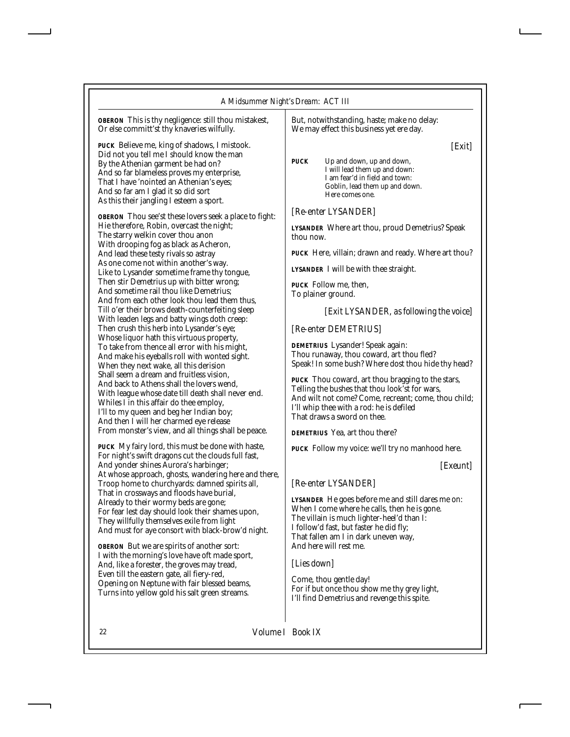**OBERON** This is thy negligence: still thou mistakest,
Or else committ'st thy knaveries wilfully.

**PUCK** Believe me, king of shadows, I mistook.
Did not you tell me I should know the man
By the Athenian garment be had on?
And so far blameless proves my enterprise,
That I have 'nointed an Athenian's eyes;
And so far am I glad it so did sort
As this their jangling I esteem a sport.

**OBERON** Thou see'st these lovers seek a place to fight:
Hie therefore, Robin, overcast the night;
The starry welkin cover thou anon
With drooping fog as black as Acheron,
And lead these testy rivals so astray
As one come not within another's way.
Like to Lysander sometime frame thy tongue,
Then stir Demetrius up with bitter wrong;
And sometime rail thou like Demetrius;
And from each other look thou lead them thus,
Till o'er their brows death-counterfeiting sleep
With leaden legs and batty wings doth creep:
Then crush this herb into Lysander's eye;
Whose liquor hath this virtuous property,
To take from thence all error with his might,
And make his eyeballs roll with wonted sight.
When they next wake, all this derision
Shall seem a dream and fruitless vision,
And back to Athens shall the lovers wend,
With league whose date till death shall never end.
Whiles I in this affair do thee employ,
I'll to my queen and beg her Indian boy;
And then I will her charmed eye release
From monster's view, and all things shall be peace.

**PUCK** My fairy lord, this must be done with haste,
For night's swift dragons cut the clouds full fast,
And yonder shines Aurora's harbinger;
At whose approach, ghosts, wandering here and there,
Troop home to churchyards: damned spirits all,
That in crossways and floods have burial,
Already to their wormy beds are gone;
For fear lest day should look their shames upon,
They willfully themselves exile from light
And must for aye consort with black-brow'd night.

**OBERON** But we are spirits of another sort:
I with the morning's love have oft made sport,
And, like a forester, the groves may tread,
Even till the eastern gate, all fiery-red,
Opening on Neptune with fair blessed beams,
Turns into yellow gold his salt green streams.
But, notwithstanding, haste; make no delay:
We may effect this business yet ere day.

*[Exit]*

**PUCK**
Up and down, up and down,
I will lead them up and down:
I am fear'd in field and town:
Goblin, lead them up and down.
Here comes one.

*[Re-enter LYSANDER]*

**LYSANDER** Where art thou, proud Demetrius? Speak thou now.

**PUCK** Here, villain; drawn and ready. Where art thou?

**LYSANDER** I will be with thee straight.

**PUCK** Follow me, then,
To plainer ground.

*[Exit LYSANDER, as following the voice]*

*[Re-enter DEMETRIUS]*

**DEMETRIUS** Lysander! Speak again:
Thou runaway, thou coward, art thou fled?
Speak! In some bush? Where dost thou hide thy head?

**PUCK** Thou coward, art thou bragging to the stars,
Telling the bushes that thou look'st for wars,
And wilt not come? Come, recreant; come, thou child;
I'll whip thee with a rod: he is defiled
That draws a sword on thee.

**DEMETRIUS** Yea, art thou there?

**PUCK** Follow my voice: we'll try no manhood here.

*[Exeunt]*

*[Re-enter LYSANDER]*

**LYSANDER** He goes before me and still dares me on:
When I come where he calls, then he is gone.
The villain is much lighter-heel'd than I:
I follow'd fast, but faster he did fly;
That fallen am I in dark uneven way,
And here will rest me.

*[Lies down]*

Come, thou gentle day!
For if but once thou show me thy grey light,
I'll find Demetrius and revenge this spite.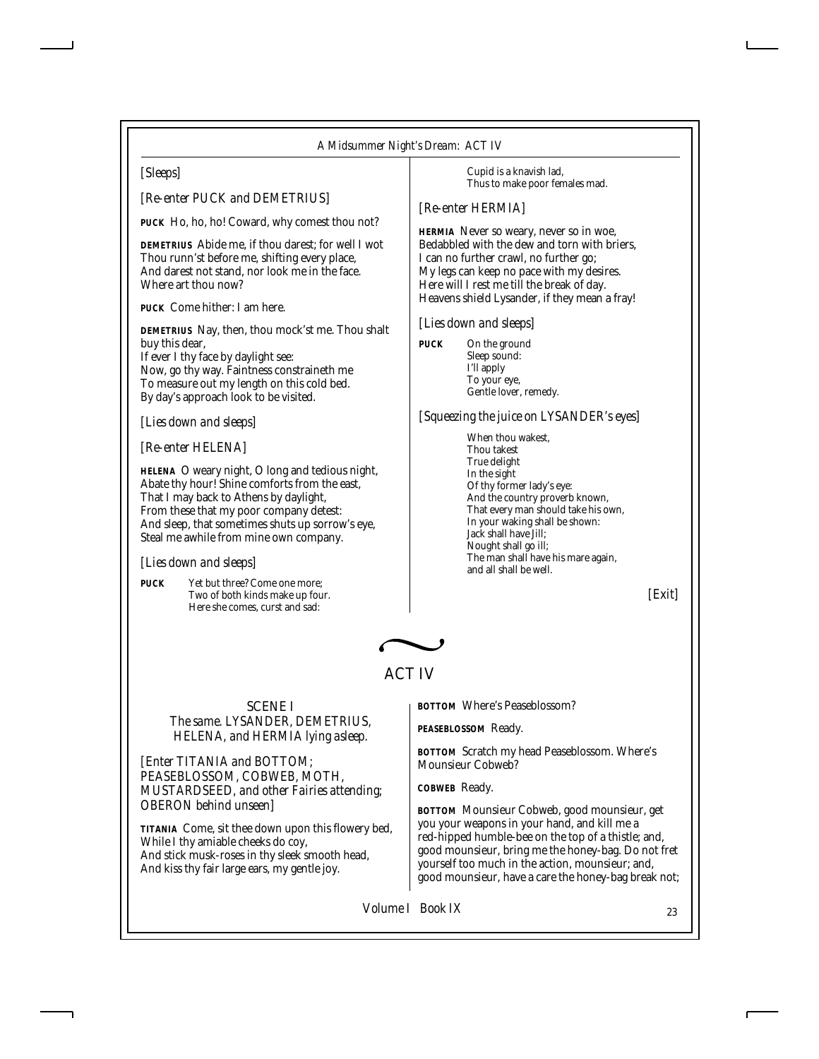*[Sleeps]*

*[Re-enter PUCK and DEMETRIUS]*

**PUCK** Ho, ho, ho! Coward, why comest thou not?

**DEMETRIUS** Abide me, if thou darest; for well I wot
Thou runn'st before me, shifting every place,
And darest not stand, nor look me in the face.
Where art thou now?

**PUCK** Come hither: I am here.

**DEMETRIUS** Nay, then, thou mock'st me. Thou shalt buy this dear,
If ever I thy face by daylight see:
Now, go thy way. Faintness constraineth me
To measure out my length on this cold bed.
By day's approach look to be visited.

*[Lies down and sleeps]*

*[Re-enter HELENA]*

**HELENA** O weary night, O long and tedious night,
Abate thy hour! Shine comforts from the east,
That I may back to Athens by daylight,
From these that my poor company detest:
And sleep, that sometimes shuts up sorrow's eye,
Steal me awhile from mine own company.

*[Lies down and sleeps]*

**PUCK**
Yet but three? Come one more;
Two of both kinds make up four.
Here she comes, curst and sad:
Cupid is a knavish lad,
Thus to make poor females mad.

*[Re-enter HERMIA]*

**HERMIA** Never so weary, never so in woe,
Bedabbled with the dew and torn with briers,
I can no further crawl, no further go;
My legs can keep no pace with my desires.
Here will I rest me till the break of day.
Heavens shield Lysander, if they mean a fray!

*[Lies down and sleeps]*

**PUCK**
On the ground
Sleep sound:
I'll apply
To your eye,
Gentle lover, remedy.

*[Squeezing the juice on LYSANDER's eyes]*

When thou wakest,
Thou takest
True delight
In the sight
Of thy former lady's eye:
And the country proverb known,
That every man should take his own,
In your waking shall be shown:
Jack shall have Jill;
Nought shall go ill;
The man shall have his mare again,
and all shall be well.

*[Exit]*

# ACT IV

## SCENE I

*The same. LYSANDER, DEMETRIUS, HELENA, and HERMIA lying asleep.*

*[Enter TITANIA and BOTTOM; PEASEBLOSSOM, COBWEB, MOTH, MUSTARDSEED, and other Fairies attending; OBERON behind unseen]*

**TITANIA** Come, sit thee down upon this flowery bed,
While I thy amiable cheeks do coy,
And stick musk-roses in thy sleek smooth head,
And kiss thy fair large ears, my gentle joy.

**BOTTOM** Where's Peaseblossom?

**PEASEBLOSSOM** Ready.

**BOTTOM** Scratch my head Peaseblossom. Where's Mounsieur Cobweb?

**COBWEB** Ready.

**BOTTOM** Mounsieur Cobweb, good mounsieur, get you your weapons in your hand, and kill me a red-hipped humble-bee on the top of a thistle; and, good mounsieur, bring me the honey-bag. Do not fret yourself too much in the action, mounsieur; and, good mounsieur, have a care the honey-bag break not;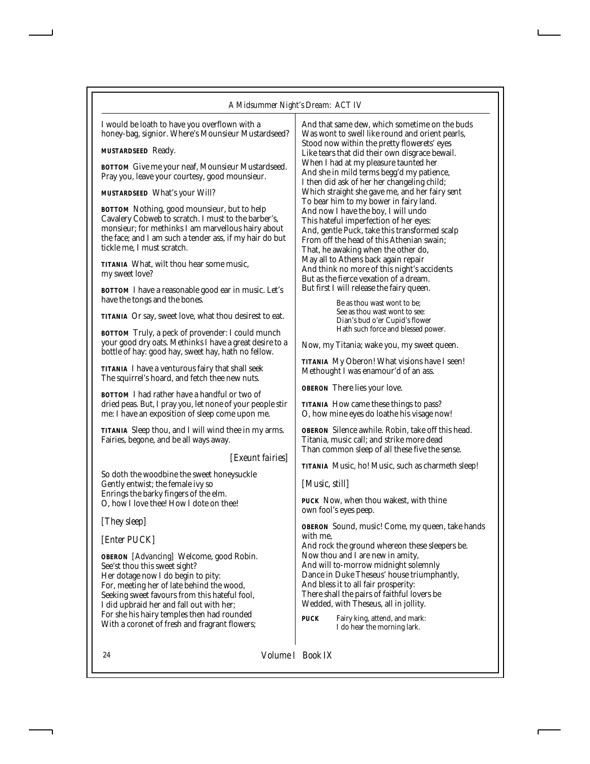I would be loath to have you overflown with a honey-bag, signior. Where's Mounsieur Mustardseed?

**MUSTARDSEED** Ready.

**BOTTOM** Give me your neaf, Mounsieur Mustardseed. Pray you, leave your courtesy, good mounsieur.

**MUSTARDSEED** What's your Will?

**BOTTOM** Nothing, good mounsieur, but to help Cavalery Cobweb to scratch. I must to the barber's, monsieur; for methinks I am marvellous hairy about the face; and I am such a tender ass, if my hair do but tickle me, I must scratch.

**TITANIA** What, wilt thou hear some music, my sweet love?

**BOTTOM** I have a reasonable good ear in music. Let's have the tongs and the bones.

**TITANIA** Or say, sweet love, what thou desirest to eat.

**BOTTOM** Truly, a peck of provender: I could munch your good dry oats. Methinks I have a great desire to a bottle of hay: good hay, sweet hay, hath no fellow.

**TITANIA** I have a venturous fairy that shall seek
The squirrel's hoard, and fetch thee new nuts.

**BOTTOM** I had rather have a handful or two of dried peas. But, I pray you, let none of your people stir me: I have an exposition of sleep come upon me.

**TITANIA** Sleep thou, and I will wind thee in my arms.
Fairies, begone, and be all ways away.

*[Exeunt fairies]*

So doth the woodbine the sweet honeysuckle
Gently entwist; the female ivy so
Enrings the barky fingers of the elm.
O, how I love thee! How I dote on thee!

*[They sleep]*

*[Enter PUCK]*

**OBERON** *[Advancing]* Welcome, good Robin.
See'st thou this sweet sight?
Her dotage now I do begin to pity:
For, meeting her of late behind the wood,
Seeking sweet favours from this hateful fool,
I did upbraid her and fall out with her;
For she his hairy temples then had rounded
With a coronet of fresh and fragrant flowers;
And that same dew, which sometime on the buds
Was wont to swell like round and orient pearls,
Stood now within the pretty flowerets' eyes
Like tears that did their own disgrace bewail.
When I had at my pleasure taunted her
And she in mild terms begg'd my patience,
I then did ask of her her changeling child;
Which straight she gave me, and her fairy sent
To bear him to my bower in fairy land.
And now I have the boy, I will undo
This hateful imperfection of her eyes:
And, gentle Puck, take this transformed scalp
From off the head of this Athenian swain;
That, he awaking when the other do,
May all to Athens back again repair
And think no more of this night's accidents
But as the fierce vexation of a dream.
But first I will release the fairy queen.

> Be as thou wast wont to be;
> See as thou wast wont to see:
> Dian's bud o'er Cupid's flower
> Hath such force and blessed power.

Now, my Titania; wake you, my sweet queen.

**TITANIA** My Oberon! What visions have I seen!
Methought I was enamour'd of an ass.

**OBERON** There lies your love.

**TITANIA** How came these things to pass?
O, how mine eyes do loathe his visage now!

**OBERON** Silence awhile. Robin, take off this head.
Titania, music call; and strike more dead
Than common sleep of all these five the sense.

**TITANIA** Music, ho! Music, such as charmeth sleep!

*[Music, still]*

**PUCK** Now, when thou wakest, with thine own fool's eyes peep.

**OBERON** Sound, music! Come, my queen, take hands with me,
And rock the ground whereon these sleepers be.
Now thou and I are new in amity,
And will to-morrow midnight solemnly
Dance in Duke Theseus' house triumphantly,
And bless it to all fair prosperity:
There shall the pairs of faithful lovers be
Wedded, with Theseus, all in jollity.

**PUCK** Fairy king, attend, and mark:
I do hear the morning lark.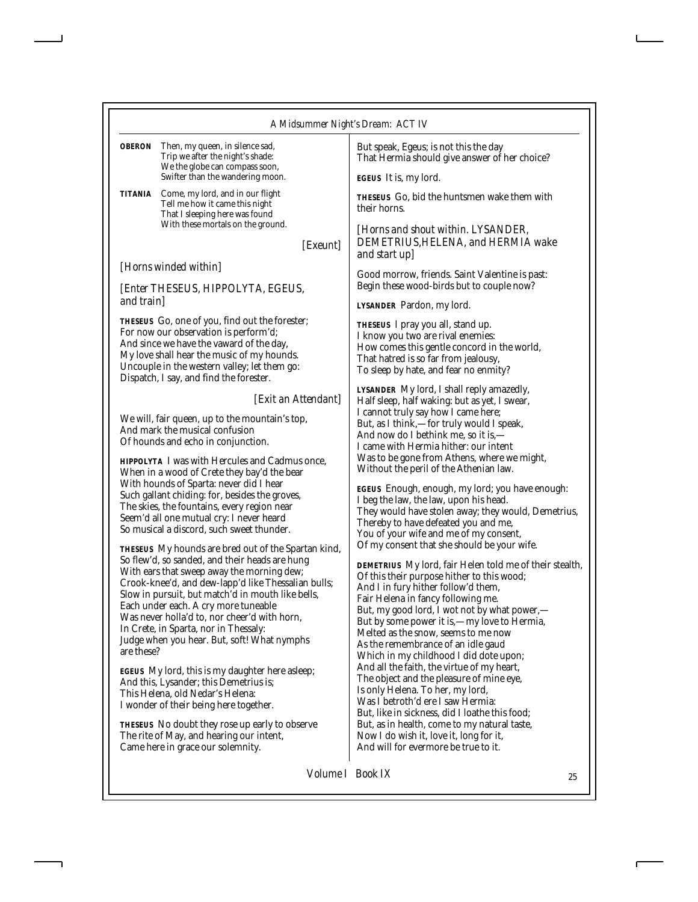**OBERON** Then, my queen, in silence sad,
Trip we after the night's shade:
We the globe can compass soon,
Swifter than the wandering moon.

**TITANIA** Come, my lord, and in our flight
Tell me how it came this night
That I sleeping here was found
With these mortals on the ground.

*[Exeunt]*

*[Horns winded within]*

*[Enter THESEUS, HIPPOLYTA, EGEUS, and train]*

**THESEUS** Go, one of you, find out the forester;
For now our observation is perform'd;
And since we have the vaward of the day,
My love shall hear the music of my hounds.
Uncouple in the western valley; let them go:
Dispatch, I say, and find the forester.

*[Exit an Attendant]*

We will, fair queen, up to the mountain's top,
And mark the musical confusion
Of hounds and echo in conjunction.

**HIPPOLYTA** I was with Hercules and Cadmus once,
When in a wood of Crete they bay'd the bear
With hounds of Sparta: never did I hear
Such gallant chiding: for, besides the groves,
The skies, the fountains, every region near
Seem'd all one mutual cry: I never heard
So musical a discord, such sweet thunder.

**THESEUS** My hounds are bred out of the Spartan kind,
So flew'd, so sanded, and their heads are hung
With ears that sweep away the morning dew;
Crook-knee'd, and dew-lapp'd like Thessalian bulls;
Slow in pursuit, but match'd in mouth like bells,
Each under each. A cry more tuneable
Was never holla'd to, nor cheer'd with horn,
In Crete, in Sparta, nor in Thessaly:
Judge when you hear. But, soft! What nymphs are these?

**EGEUS** My lord, this is my daughter here asleep;
And this, Lysander; this Demetrius is;
This Helena, old Nedar's Helena:
I wonder of their being here together.

**THESEUS** No doubt they rose up early to observe
The rite of May, and hearing our intent,
Came here in grace our solemnity.
But speak, Egeus; is not this the day
That Hermia should give answer of her choice?

**EGEUS** It is, my lord.

**THESEUS** Go, bid the huntsmen wake them with their horns.

*[Horns and shout within. LYSANDER, DEMETRIUS,HELENA, and HERMIA wake and start up]*

Good morrow, friends. Saint Valentine is past:
Begin these wood-birds but to couple now?

**LYSANDER** Pardon, my lord.

**THESEUS** I pray you all, stand up.
I know you two are rival enemies:
How comes this gentle concord in the world,
That hatred is so far from jealousy,
To sleep by hate, and fear no enmity?

**LYSANDER** My lord, I shall reply amazedly,
Half sleep, half waking: but as yet, I swear,
I cannot truly say how I came here;
But, as I think,—for truly would I speak,
And now do I bethink me, so it is,—
I came with Hermia hither: our intent
Was to be gone from Athens, where we might,
Without the peril of the Athenian law.

**EGEUS** Enough, enough, my lord; you have enough:
I beg the law, the law, upon his head.
They would have stolen away; they would, Demetrius,
Thereby to have defeated you and me,
You of your wife and me of my consent,
Of my consent that she should be your wife.

**DEMETRIUS** My lord, fair Helen told me of their stealth,
Of this their purpose hither to this wood;
And I in fury hither follow'd them,
Fair Helena in fancy following me.
But, my good lord, I wot not by what power,—
But by some power it is,—my love to Hermia,
Melted as the snow, seems to me now
As the remembrance of an idle gaud
Which in my childhood I did dote upon;
And all the faith, the virtue of my heart,
The object and the pleasure of mine eye,
Is only Helena. To her, my lord,
Was I betroth'd ere I saw Hermia:
But, like in sickness, did I loathe this food;
But, as in health, come to my natural taste,
Now I do wish it, love it, long for it,
And will for evermore be true to it.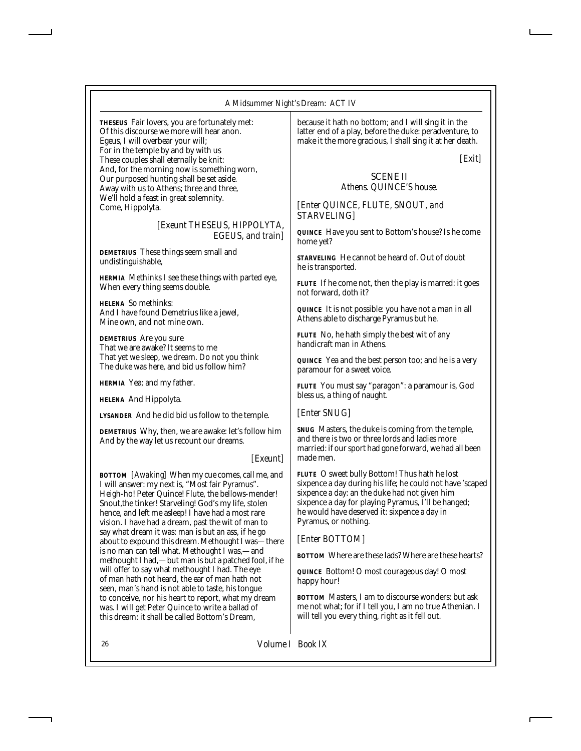**THESEUS** Fair lovers, you are fortunately met:
Of this discourse we more will hear anon.
Egeus, I will overbear your will;
For in the temple by and by with us
These couples shall eternally be knit:
And, for the morning now is something worn,
Our purposed hunting shall be set aside.
Away with us to Athens; three and three,
We'll hold a feast in great solemnity.
Come, Hippolyta.

*[Exeunt THESEUS, HIPPOLYTA, EGEUS, and train]*

**DEMETRIUS** These things seem small and undistinguishable,

**HERMIA** Methinks I see these things with parted eye,
When every thing seems double.

**HELENA** So methinks:
And I have found Demetrius like a jewel,
Mine own, and not mine own.

**DEMETRIUS** Are you sure
That we are awake? It seems to me
That yet we sleep, we dream. Do not you think
The duke was here, and bid us follow him?

**HERMIA** Yea; and my father.

**HELENA** And Hippolyta.

**LYSANDER** And he did bid us follow to the temple.

**DEMETRIUS** Why, then, we are awake: let's follow him
And by the way let us recount our dreams.

*[Exeunt]*

**BOTTOM** *[Awaking]* When my cue comes, call me, and I will answer: my next is, "Most fair Pyramus". Heigh-ho! Peter Quince! Flute, the bellows-mender! Snout,the tinker! Starveling! God's my life, stolen hence, and left me asleep! I have had a most rare vision. I have had a dream, past the wit of man to say what dream it was: man is but an ass, if he go about to expound this dream. Methought I was—there is no man can tell what. Methought I was,—and methought I had,—but man is but a patched fool, if he will offer to say what methought I had. The eye of man hath not heard, the ear of man hath not seen, man's hand is not able to taste, his tongue to conceive, nor his heart to report, what my dream was. I will get Peter Quince to write a ballad of this dream: it shall be called Bottom's Dream, because it hath no bottom; and I will sing it in the latter end of a play, before the duke: peradventure, to make it the more gracious, I shall sing it at her death.

*[Exit]*

## SCENE II

*Athens. QUINCE'S house.*

*[Enter QUINCE, FLUTE, SNOUT, and STARVELING]*

**QUINCE** Have you sent to Bottom's house? Is he come home yet?

**STARVELING** He cannot be heard of. Out of doubt he is transported.

**FLUTE** If he come not, then the play is marred: it goes not forward, doth it?

**QUINCE** It is not possible: you have not a man in all Athens able to discharge Pyramus but he.

**FLUTE** No, he hath simply the best wit of any handicraft man in Athens.

**QUINCE** Yea and the best person too; and he is a very paramour for a sweet voice.

**FLUTE** You must say "paragon": a paramour is, God bless us, a thing of naught.

*[Enter SNUG]*

**SNUG** Masters, the duke is coming from the temple, and there is two or three lords and ladies more married: if our sport had gone forward, we had all been made men.

**FLUTE** O sweet bully Bottom! Thus hath he lost sixpence a day during his life; he could not have 'scaped sixpence a day: an the duke had not given him sixpence a day for playing Pyramus, I'll be hanged; he would have deserved it: sixpence a day in Pyramus, or nothing.

*[Enter BOTTOM]*

**BOTTOM** Where are these lads? Where are these hearts?

**QUINCE** Bottom! O most courageous day! O most happy hour!

**BOTTOM** Masters, I am to discourse wonders: but ask me not what; for if I tell you, I am no true Athenian. I will tell you every thing, right as it fell out.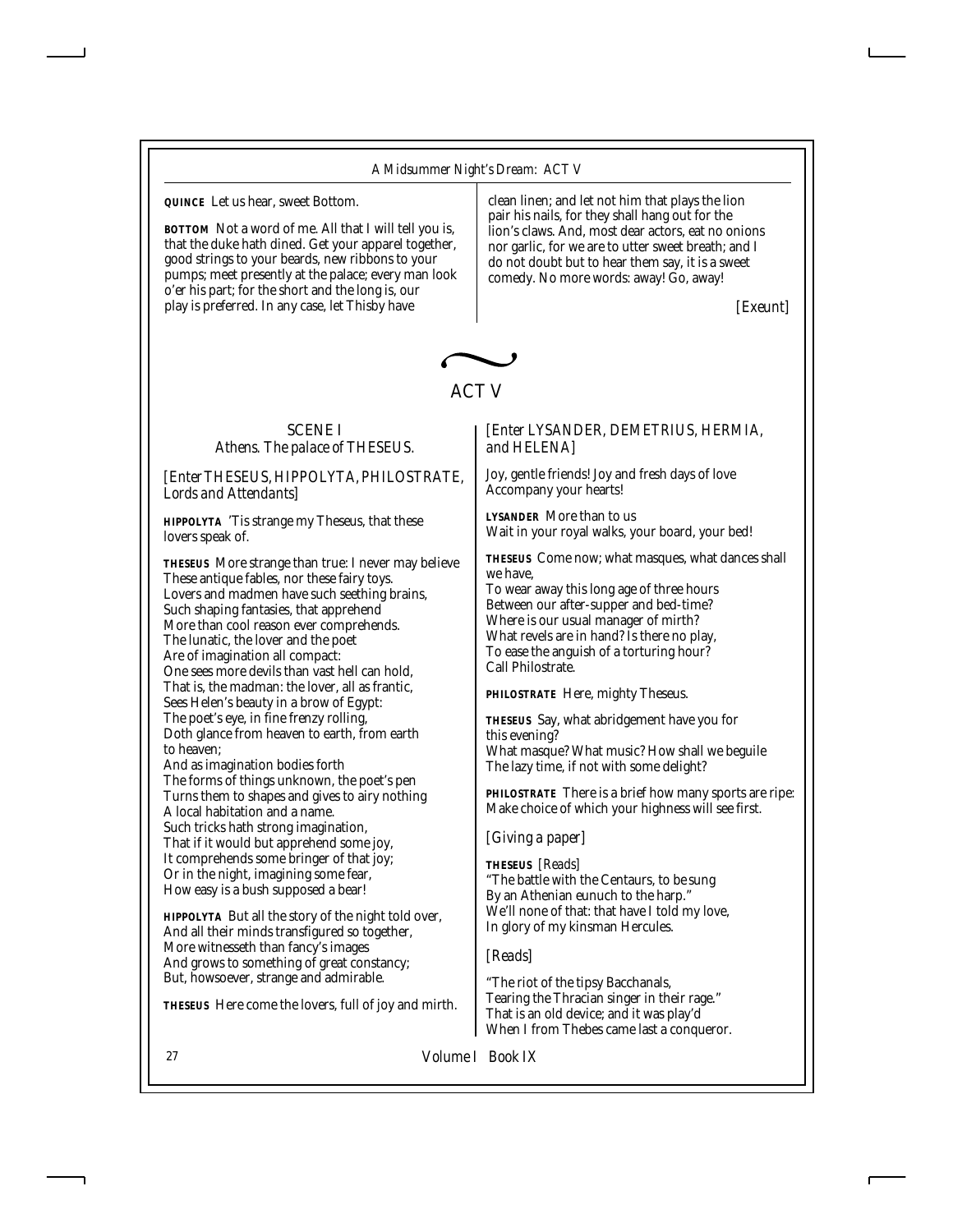**QUINCE** Let us hear, sweet Bottom.

**BOTTOM** Not a word of me. All that I will tell you is, that the duke hath dined. Get your apparel together, good strings to your beards, new ribbons to your pumps; meet presently at the palace; every man look o'er his part; for the short and the long is, our play is preferred. In any case, let Thisby have clean linen; and let not him that plays the lion pair his nails, for they shall hang out for the lion's claws. And, most dear actors, eat no onions nor garlic, for we are to utter sweet breath; and I do not doubt but to hear them say, it is a sweet comedy. No more words: away! Go, away!

*[Exeunt]*

# ACT V

## SCENE I
*Athens. The palace of THESEUS.*

*[Enter THESEUS, HIPPOLYTA, PHILOSTRATE, Lords and Attendants]*

**HIPPOLYTA** 'Tis strange my Theseus, that these lovers speak of.

**THESEUS** More strange than true: I never may believe
These antique fables, nor these fairy toys.
Lovers and madmen have such seething brains,
Such shaping fantasies, that apprehend
More than cool reason ever comprehends.
The lunatic, the lover and the poet
Are of imagination all compact:
One sees more devils than vast hell can hold,
That is, the madman: the lover, all as frantic,
Sees Helen's beauty in a brow of Egypt:
The poet's eye, in fine frenzy rolling,
Doth glance from heaven to earth, from earth to heaven;
And as imagination bodies forth
The forms of things unknown, the poet's pen
Turns them to shapes and gives to airy nothing
A local habitation and a name.
Such tricks hath strong imagination,
That if it would but apprehend some joy,
It comprehends some bringer of that joy;
Or in the night, imagining some fear,
How easy is a bush supposed a bear!

**HIPPOLYTA** But all the story of the night told over,
And all their minds transfigured so together,
More witnesseth than fancy's images
And grows to something of great constancy;
But, howsoever, strange and admirable.

**THESEUS** Here come the lovers, full of joy and mirth.

*[Enter LYSANDER, DEMETRIUS, HERMIA, and HELENA]*

Joy, gentle friends! Joy and fresh days of love
Accompany your hearts!

**LYSANDER** More than to us
Wait in your royal walks, your board, your bed!

**THESEUS** Come now; what masques, what dances shall we have,
To wear away this long age of three hours
Between our after-supper and bed-time?
Where is our usual manager of mirth?
What revels are in hand? Is there no play,
To ease the anguish of a torturing hour?
Call Philostrate.

**PHILOSTRATE** Here, mighty Theseus.

**THESEUS** Say, what abridgement have you for this evening?
What masque? What music? How shall we beguile
The lazy time, if not with some delight?

**PHILOSTRATE** There is a brief how many sports are ripe:
Make choice of which your highness will see first.

*[Giving a paper]*

**THESEUS** *[Reads]*
"The battle with the Centaurs, to be sung
By an Athenian eunuch to the harp."
We'll none of that: that have I told my love,
In glory of my kinsman Hercules.

*[Reads]*

"The riot of the tipsy Bacchanals,
Tearing the Thracian singer in their rage."
That is an old device; and it was play'd
When I from Thebes came last a conqueror.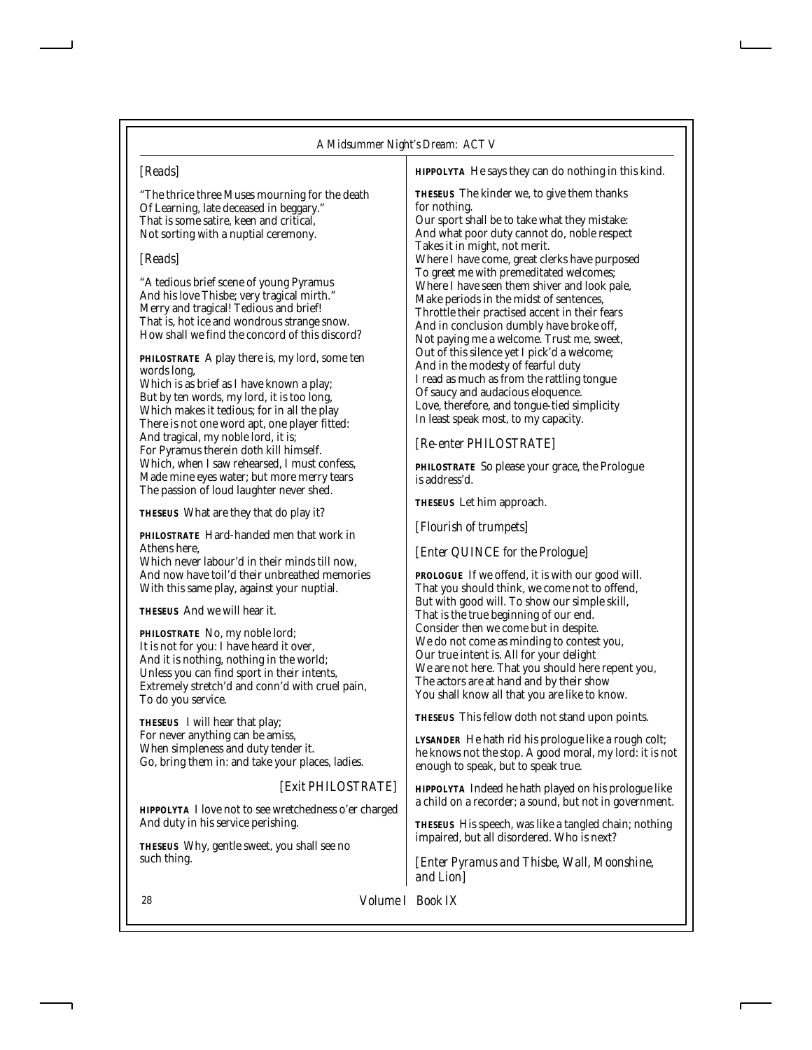[Reads]

"The thrice three Muses mourning for the death
Of Learning, late deceased in beggary."
That is some satire, keen and critical,
Not sorting with a nuptial ceremony.

[Reads]

"A tedious brief scene of young Pyramus
And his love Thisbe; very tragical mirth."
Merry and tragical! Tedious and brief!
That is, hot ice and wondrous strange snow.
How shall we find the concord of this discord?

**PHILOSTRATE** A play there is, my lord, some ten words long,
Which is as brief as I have known a play;
But by ten words, my lord, it is too long,
Which makes it tedious; for in all the play
There is not one word apt, one player fitted:
And tragical, my noble lord, it is;
For Pyramus therein doth kill himself.
Which, when I saw rehearsed, I must confess,
Made mine eyes water; but more merry tears
The passion of loud laughter never shed.

**THESEUS** What are they that do play it?

**PHILOSTRATE** Hard-handed men that work in Athens here,
Which never labour'd in their minds till now,
And now have toil'd their unbreathed memories
With this same play, against your nuptial.

**THESEUS** And we will hear it.

**PHILOSTRATE** No, my noble lord;
It is not for you: I have heard it over,
And it is nothing, nothing in the world;
Unless you can find sport in their intents,
Extremely stretch'd and conn'd with cruel pain,
To do you service.

**THESEUS** I will hear that play;
For never anything can be amiss,
When simpleness and duty tender it.
Go, bring them in: and take your places, ladies.

[Exit PHILOSTRATE]

**HIPPOLYTA** I love not to see wretchedness o'er charged
And duty in his service perishing.

**THESEUS** Why, gentle sweet, you shall see no such thing.

**HIPPOLYTA** He says they can do nothing in this kind.

**THESEUS** The kinder we, to give them thanks for nothing.
Our sport shall be to take what they mistake:
And what poor duty cannot do, noble respect
Takes it in might, not merit.
Where I have come, great clerks have purposed
To greet me with premeditated welcomes;
Where I have seen them shiver and look pale,
Make periods in the midst of sentences,
Throttle their practised accent in their fears
And in conclusion dumbly have broke off,
Not paying me a welcome. Trust me, sweet,
Out of this silence yet I pick'd a welcome;
And in the modesty of fearful duty
I read as much as from the rattling tongue
Of saucy and audacious eloquence.
Love, therefore, and tongue-tied simplicity
In least speak most, to my capacity.

[Re-enter PHILOSTRATE]

**PHILOSTRATE** So please your grace, the Prologue is address'd.

**THESEUS** Let him approach.

[Flourish of trumpets]

[Enter QUINCE for the Prologue]

**PROLOGUE** If we offend, it is with our good will.
That you should think, we come not to offend,
But with good will. To show our simple skill,
That is the true beginning of our end.
Consider then we come but in despite.
We do not come as minding to contest you,
Our true intent is. All for your delight
We are not here. That you should here repent you,
The actors are at hand and by their show
You shall know all that you are like to know.

**THESEUS** This fellow doth not stand upon points.

**LYSANDER** He hath rid his prologue like a rough colt; he knows not the stop. A good moral, my lord: it is not enough to speak, but to speak true.

**HIPPOLYTA** Indeed he hath played on his prologue like a child on a recorder; a sound, but not in government.

**THESEUS** His speech, was like a tangled chain; nothing impaired, but all disordered. Who is next?

[Enter Pyramus and Thisbe, Wall, Moonshine, and Lion]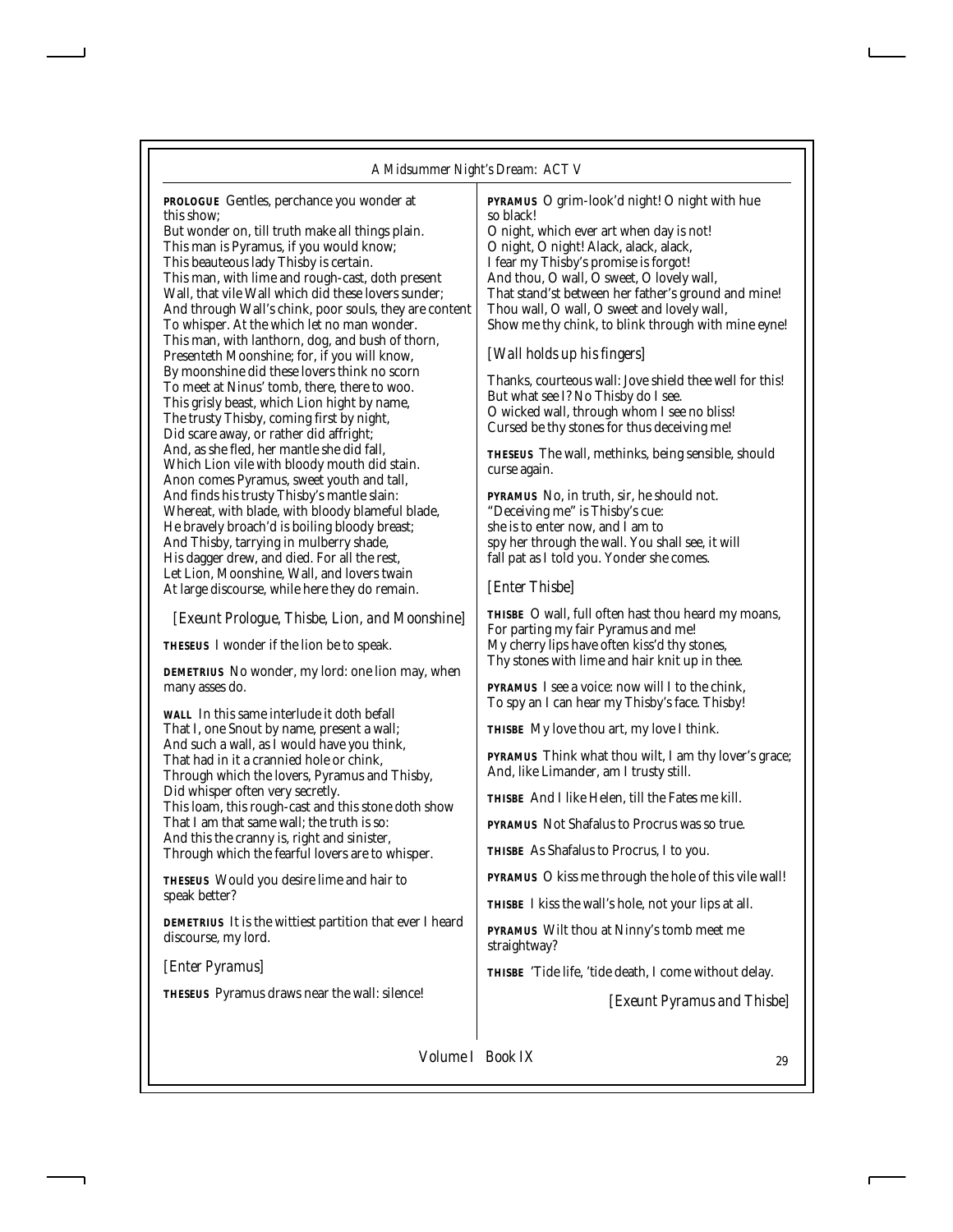**PROLOGUE** Gentles, perchance you wonder at this show;
But wonder on, till truth make all things plain.
This man is Pyramus, if you would know;
This beauteous lady Thisby is certain.
This man, with lime and rough-cast, doth present
Wall, that vile Wall which did these lovers sunder;
And through Wall's chink, poor souls, they are content
To whisper. At the which let no man wonder.
This man, with lanthorn, dog, and bush of thorn,
Presenteth Moonshine; for, if you will know,
By moonshine did these lovers think no scorn
To meet at Ninus' tomb, there, there to woo.
This grisly beast, which Lion hight by name,
The trusty Thisby, coming first by night,
Did scare away, or rather did affright;
And, as she fled, her mantle she did fall,
Which Lion vile with bloody mouth did stain.
Anon comes Pyramus, sweet youth and tall,
And finds his trusty Thisby's mantle slain:
Whereat, with blade, with bloody blameful blade,
He bravely broach'd is boiling bloody breast;
And Thisby, tarrying in mulberry shade,
His dagger drew, and died. For all the rest,
Let Lion, Moonshine, Wall, and lovers twain
At large discourse, while here they do remain.

*[Exeunt Prologue, Thisbe, Lion, and Moonshine]*

**THESEUS** I wonder if the lion be to speak.

**DEMETRIUS** No wonder, my lord: one lion may, when many asses do.

**WALL** In this same interlude it doth befall
That I, one Snout by name, present a wall;
And such a wall, as I would have you think,
That had in it a crannied hole or chink,
Through which the lovers, Pyramus and Thisby,
Did whisper often very secretly.
This loam, this rough-cast and this stone doth show
That I am that same wall; the truth is so:
And this the cranny is, right and sinister,
Through which the fearful lovers are to whisper.

**THESEUS** Would you desire lime and hair to speak better?

**DEMETRIUS** It is the wittiest partition that ever I heard discourse, my lord.

*[Enter Pyramus]*

**THESEUS** Pyramus draws near the wall: silence!

**PYRAMUS** O grim-look'd night! O night with hue so black!
O night, which ever art when day is not!
O night, O night! Alack, alack, alack,
I fear my Thisby's promise is forgot!
And thou, O wall, O sweet, O lovely wall,
That stand'st between her father's ground and mine!
Thou wall, O wall, O sweet and lovely wall,
Show me thy chink, to blink through with mine eyne!

*[Wall holds up his fingers]*

Thanks, courteous wall: Jove shield thee well for this!
But what see I? No Thisby do I see.
O wicked wall, through whom I see no bliss!
Cursed be thy stones for thus deceiving me!

**THESEUS** The wall, methinks, being sensible, should curse again.

**PYRAMUS** No, in truth, sir, he should not.
"Deceiving me" is Thisby's cue:
she is to enter now, and I am to
spy her through the wall. You shall see, it will
fall pat as I told you. Yonder she comes.

*[Enter Thisbe]*

**THISBE** O wall, full often hast thou heard my moans,
For parting my fair Pyramus and me!
My cherry lips have often kiss'd thy stones,
Thy stones with lime and hair knit up in thee.

**PYRAMUS** I see a voice: now will I to the chink,
To spy an I can hear my Thisby's face. Thisby!

**THISBE** My love thou art, my love I think.

**PYRAMUS** Think what thou wilt, I am thy lover's grace;
And, like Limander, am I trusty still.

**THISBE** And I like Helen, till the Fates me kill.

**PYRAMUS** Not Shafalus to Procrus was so true.

**THISBE** As Shafalus to Procrus, I to you.

**PYRAMUS** O kiss me through the hole of this vile wall!

**THISBE** I kiss the wall's hole, not your lips at all.

**PYRAMUS** Wilt thou at Ninny's tomb meet me straightway?

**THISBE** 'Tide life, 'tide death, I come without delay.

*[Exeunt Pyramus and Thisbe]*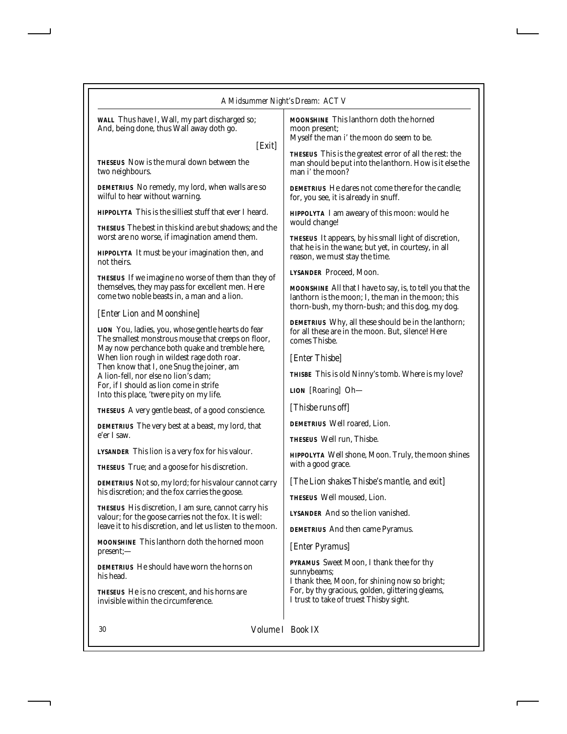**WALL** Thus have I, Wall, my part discharged so;
And, being done, thus Wall away doth go.

*[Exit]*

**THESEUS** Now is the mural down between the two neighbours.

**DEMETRIUS** No remedy, my lord, when walls are so wilful to hear without warning.

**HIPPOLYTA** This is the silliest stuff that ever I heard.

**THESEUS** The best in this kind are but shadows; and the worst are no worse, if imagination amend them.

**HIPPOLYTA** It must be your imagination then, and not theirs.

**THESEUS** If we imagine no worse of them than they of themselves, they may pass for excellent men. Here come two noble beasts in, a man and a lion.

*[Enter Lion and Moonshine]*

**LION** You, ladies, you, whose gentle hearts do fear
The smallest monstrous mouse that creeps on floor,
May now perchance both quake and tremble here,
When lion rough in wildest rage doth roar.
Then know that I, one Snug the joiner, am
A lion-fell, nor else no lion's dam;
For, if I should as lion come in strife
Into this place, 'twere pity on my life.

**THESEUS** A very gentle beast, of a good conscience.

**DEMETRIUS** The very best at a beast, my lord, that e'er I saw.

**LYSANDER** This lion is a very fox for his valour.

**THESEUS** True; and a goose for his discretion.

**DEMETRIUS** Not so, my lord; for his valour cannot carry his discretion; and the fox carries the goose.

**THESEUS** His discretion, I am sure, cannot carry his valour; for the goose carries not the fox. It is well: leave it to his discretion, and let us listen to the moon.

**MOONSHINE** This lanthorn doth the horned moon present;—

**DEMETRIUS** He should have worn the horns on his head.

**THESEUS** He is no crescent, and his horns are invisible within the circumference.

**MOONSHINE** This lanthorn doth the horned moon present;
Myself the man i' the moon do seem to be.

**THESEUS** This is the greatest error of all the rest: the man should be put into the lanthorn. How is it else the man i' the moon?

**DEMETRIUS** He dares not come there for the candle; for, you see, it is already in snuff.

**HIPPOLYTA** I am aweary of this moon: would he would change!

**THESEUS** It appears, by his small light of discretion, that he is in the wane; but yet, in courtesy, in all reason, we must stay the time.

**LYSANDER** Proceed, Moon.

**MOONSHINE** All that I have to say, is, to tell you that the lanthorn is the moon; I, the man in the moon; this thorn-bush, my thorn-bush; and this dog, my dog.

**DEMETRIUS** Why, all these should be in the lanthorn; for all these are in the moon. But, silence! Here comes Thisbe.

*[Enter Thisbe]*

**THISBE** This is old Ninny's tomb. Where is my love?

**LION** *[Roaring]* Oh—

*[Thisbe runs off]*

**DEMETRIUS** Well roared, Lion.

**THESEUS** Well run, Thisbe.

**HIPPOLYTA** Well shone, Moon. Truly, the moon shines with a good grace.

*[The Lion shakes Thisbe's mantle, and exit]*

**THESEUS** Well moused, Lion.

**LYSANDER** And so the lion vanished.

**DEMETRIUS** And then came Pyramus.

*[Enter Pyramus]*

**PYRAMUS** Sweet Moon, I thank thee for thy sunnybeams;
I thank thee, Moon, for shining now so bright;
For, by thy gracious, golden, glittering gleams,
I trust to take of truest Thisby sight.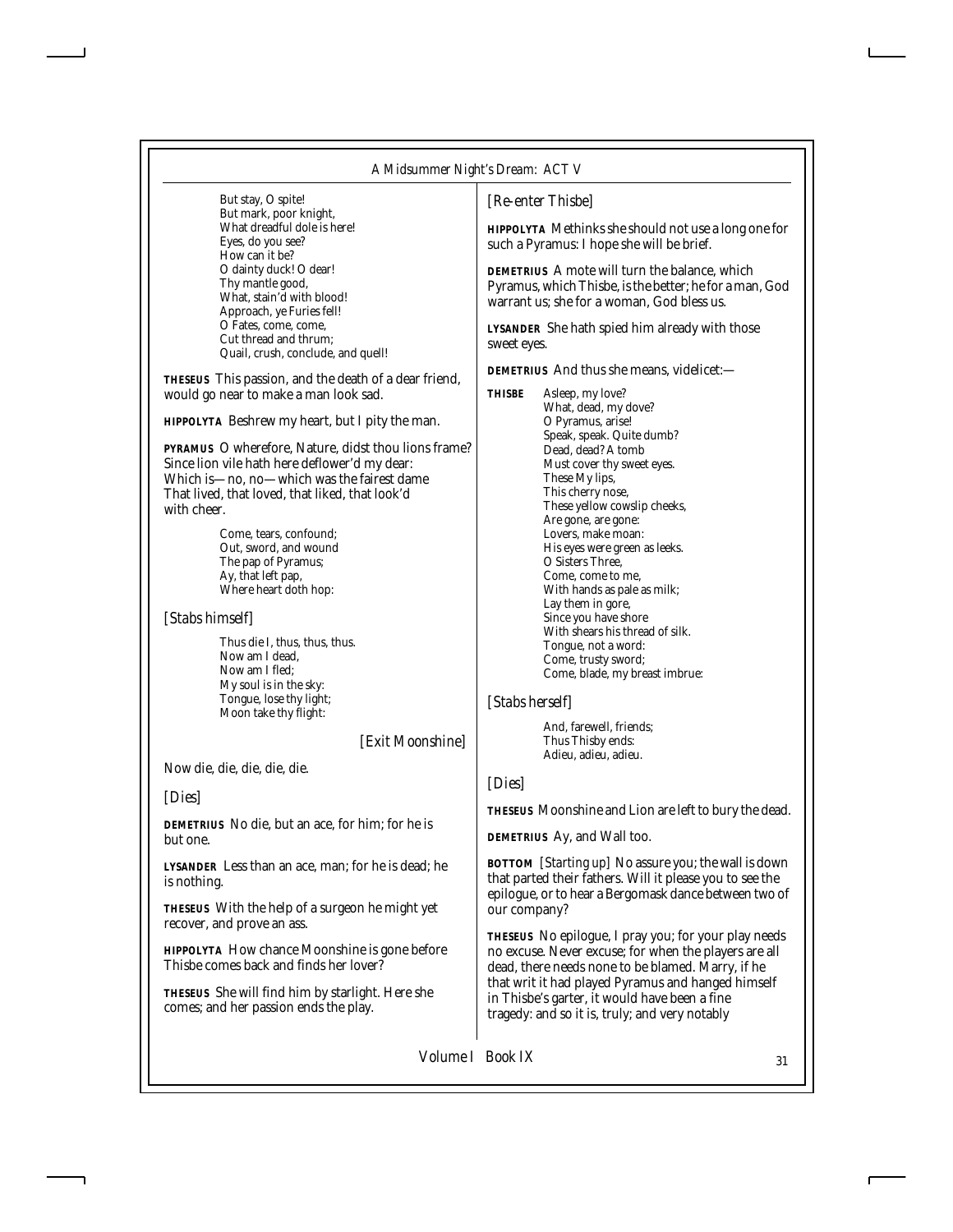But stay, O spite!
But mark, poor knight,
What dreadful dole is here!
Eyes, do you see?
How can it be?
O dainty duck! O dear!
Thy mantle good,
What, stain'd with blood!
Approach, ye Furies fell!
O Fates, come, come,
Cut thread and thrum;
Quail, crush, conclude, and quell!

**THESEUS** This passion, and the death of a dear friend, would go near to make a man look sad.

**HIPPOLYTA** Beshrew my heart, but I pity the man.

**PYRAMUS** O wherefore, Nature, didst thou lions frame?
Since lion vile hath here deflower'd my dear:
Which is—no, no—which was the fairest dame
That lived, that loved, that liked, that look'd with cheer.

Come, tears, confound;
Out, sword, and wound
The pap of Pyramus;
Ay, that left pap,
Where heart doth hop:

*[Stabs himself]*

Thus die I, thus, thus, thus.
Now am I dead,
Now am I fled;
My soul is in the sky:
Tongue, lose thy light;
Moon take thy flight:

*[Exit Moonshine]*

Now die, die, die, die, die.

*[Dies]*

**DEMETRIUS** No die, but an ace, for him; for he is but one.

**LYSANDER** Less than an ace, man; for he is dead; he is nothing.

**THESEUS** With the help of a surgeon he might yet recover, and prove an ass.

**HIPPOLYTA** How chance Moonshine is gone before Thisbe comes back and finds her lover?

**THESEUS** She will find him by starlight. Here she comes; and her passion ends the play.

*[Re-enter Thisbe]*

**HIPPOLYTA** Methinks she should not use a long one for such a Pyramus: I hope she will be brief.

**DEMETRIUS** A mote will turn the balance, which Pyramus, which Thisbe, is the better; he for a man, God warrant us; she for a woman, God bless us.

**LYSANDER** She hath spied him already with those sweet eyes.

**DEMETRIUS** And thus she means, videlicet:—

**THISBE** Asleep, my love?
What, dead, my dove?
O Pyramus, arise!
Speak, speak. Quite dumb?
Dead, dead? A tomb
Must cover thy sweet eyes.
These My lips,
This cherry nose,
These yellow cowslip cheeks,
Are gone, are gone:
Lovers, make moan:
His eyes were green as leeks.
O Sisters Three,
Come, come to me,
With hands as pale as milk;
Lay them in gore,
Since you have shore
With shears his thread of silk.
Tongue, not a word:
Come, trusty sword;
Come, blade, my breast imbrue:

*[Stabs herself]*

And, farewell, friends;
Thus Thisby ends:
Adieu, adieu, adieu.

*[Dies]*

**THESEUS** Moonshine and Lion are left to bury the dead.

**DEMETRIUS** Ay, and Wall too.

**BOTTOM** *[Starting up]* No assure you; the wall is down that parted their fathers. Will it please you to see the epilogue, or to hear a Bergomask dance between two of our company?

**THESEUS** No epilogue, I pray you; for your play needs no excuse. Never excuse; for when the players are all dead, there needs none to be blamed. Marry, if he that writ it had played Pyramus and hanged himself in Thisbe's garter, it would have been a fine tragedy: and so it is, truly; and very notably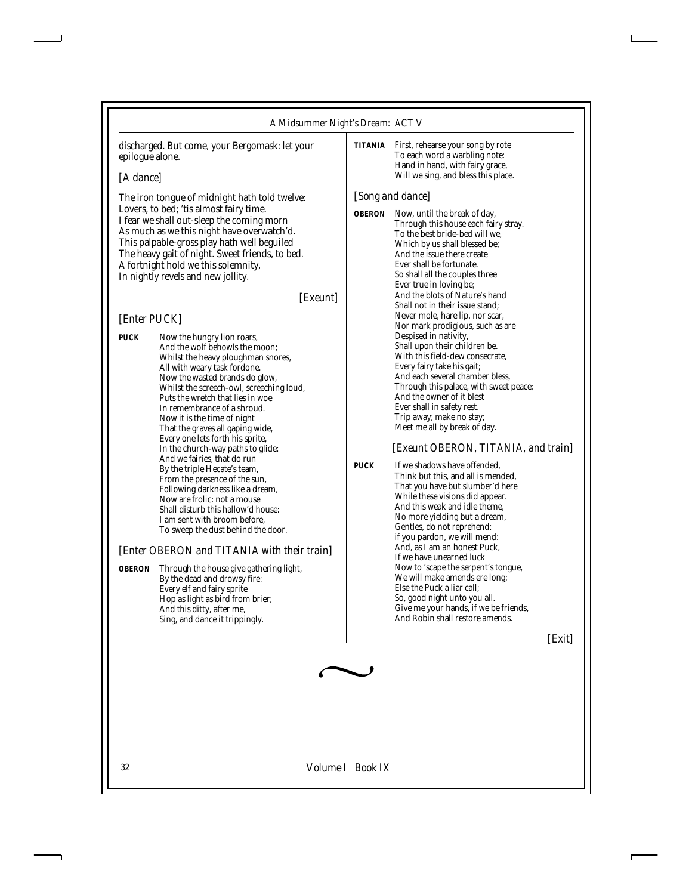discharged. But come, your Bergomask: let your epilogue alone.

*[A dance]*

The iron tongue of midnight hath told twelve:
Lovers, to bed; 'tis almost fairy time.
I fear we shall out-sleep the coming morn
As much as we this night have overwatch'd.
This palpable-gross play hath well beguiled
The heavy gait of night. Sweet friends, to bed.
A fortnight hold we this solemnity,
In nightly revels and new jollity.

*[Exeunt]*

*[Enter PUCK]*

**PUCK** Now the hungry lion roars,
And the wolf behowls the moon;
Whilst the heavy ploughman snores,
All with weary task fordone.
Now the wasted brands do glow,
Whilst the screech-owl, screeching loud,
Puts the wretch that lies in woe
In remembrance of a shroud.
Now it is the time of night
That the graves all gaping wide,
Every one lets forth his sprite,
In the church-way paths to glide:
And we fairies, that do run
By the triple Hecate's team,
From the presence of the sun,
Following darkness like a dream,
Now are frolic: not a mouse
Shall disturb this hallow'd house:
I am sent with broom before,
To sweep the dust behind the door.

*[Enter OBERON and TITANIA with their train]*

**OBERON** Through the house give gathering light,
By the dead and drowsy fire:
Every elf and fairy sprite
Hop as light as bird from brier;
And this ditty, after me,
Sing, and dance it trippingly.

**TITANIA** First, rehearse your song by rote
To each word a warbling note:
Hand in hand, with fairy grace,
Will we sing, and bless this place.

*[Song and dance]*

**OBERON** Now, until the break of day,
Through this house each fairy stray.
To the best bride-bed will we,
Which by us shall blessed be;
And the issue there create
Ever shall be fortunate.
So shall all the couples three
Ever true in loving be;
And the blots of Nature's hand
Shall not in their issue stand;
Never mole, hare lip, nor scar,
Nor mark prodigious, such as are
Despised in nativity,
Shall upon their children be.
With this field-dew consecrate,
Every fairy take his gait;
And each several chamber bless,
Through this palace, with sweet peace;
And the owner of it blest
Ever shall in safety rest.
Trip away; make no stay;
Meet me all by break of day.

*[Exeunt OBERON, TITANIA, and train]*

**PUCK** If we shadows have offended,
Think but this, and all is mended,
That you have but slumber'd here
While these visions did appear.
And this weak and idle theme,
No more yielding but a dream,
Gentles, do not reprehend:
if you pardon, we will mend:
And, as I am an honest Puck,
If we have unearned luck
Now to 'scape the serpent's tongue,
We will make amends ere long;
Else the Puck a liar call;
So, good night unto you all.
Give me your hands, if we be friends,
And Robin shall restore amends.

*[Exit]*